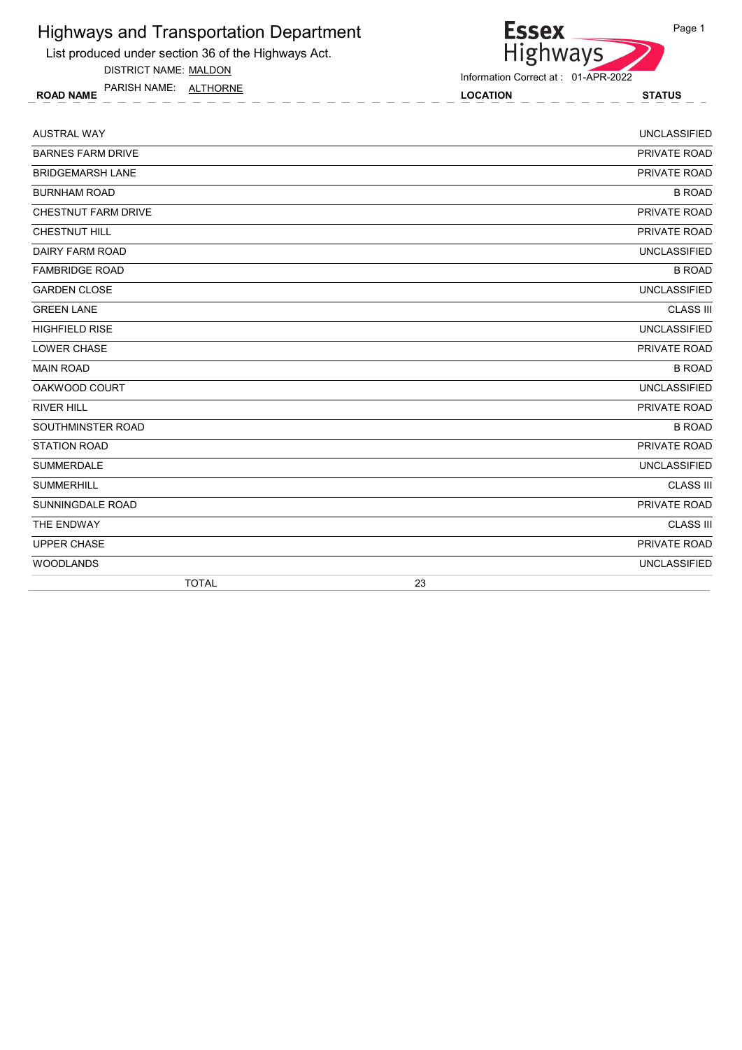# Highways and Transportation Department

List produced under section 36 of the Highways Act.

DISTRICT NAME: MALDON

PARISH NAME: ALTHORNE

Essex Highways

Information Correct at : 01-APR-2022

| ROAD NAME | LOCATION | STATUS |
|---|---|---|
| AUSTRAL WAY | | UNCLASSIFIED |
| BARNES FARM DRIVE | | PRIVATE ROAD |
| BRIDGEMARSH LANE | | PRIVATE ROAD |
| BURNHAM ROAD | | B ROAD |
| CHESTNUT FARM DRIVE | | PRIVATE ROAD |
| CHESTNUT HILL | | PRIVATE ROAD |
| DAIRY FARM ROAD | | UNCLASSIFIED |
| FAMBRIDGE ROAD | | B ROAD |
| GARDEN CLOSE | | UNCLASSIFIED |
| GREEN LANE | | CLASS III |
| HIGHFIELD RISE | | UNCLASSIFIED |
| LOWER CHASE | | PRIVATE ROAD |
| MAIN ROAD | | B ROAD |
| OAKWOOD COURT | | UNCLASSIFIED |
| RIVER HILL | | PRIVATE ROAD |
| SOUTHMINSTER ROAD | | B ROAD |
| STATION ROAD | | PRIVATE ROAD |
| SUMMERDALE | | UNCLASSIFIED |
| SUMMERHILL | | CLASS III |
| SUNNINGDALE ROAD | | PRIVATE ROAD |
| THE ENDWAY | | CLASS III |
| UPPER CHASE | | PRIVATE ROAD |
| WOODLANDS | | UNCLASSIFIED |
| TOTAL | 23 | |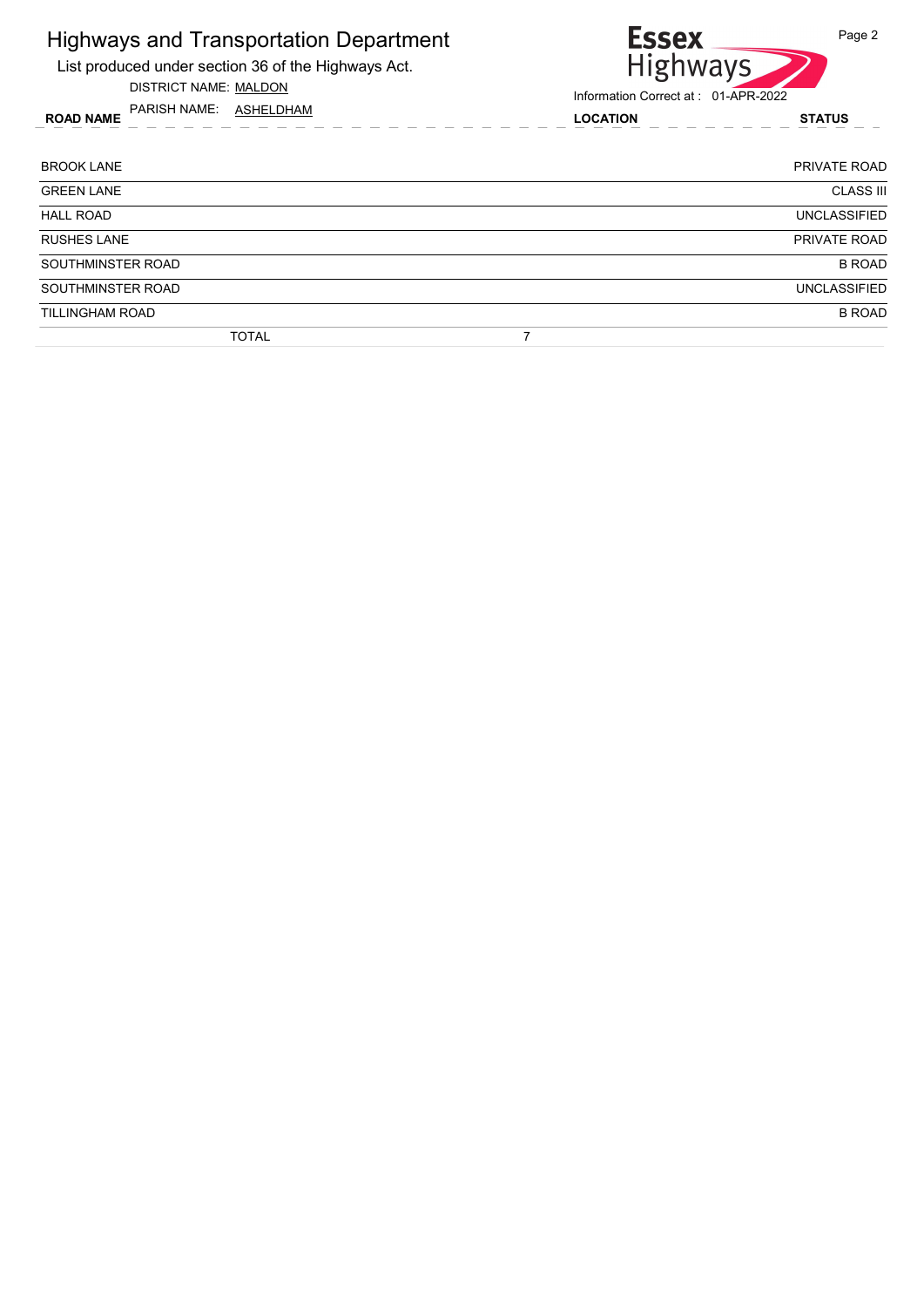# Highways and Transportation Department

List produced under section 36 of the Highways Act.

DISTRICT NAME: MALDON

PARISH NAME: ASHELDHAM

Information Correct at : 01-APR-2022

| ROAD NAME | LOCATION | STATUS |
|---|---|---|
| BROOK LANE | | PRIVATE ROAD |
| GREEN LANE | | CLASS III |
| HALL ROAD | | UNCLASSIFIED |
| RUSHES LANE | | PRIVATE ROAD |
| SOUTHMINSTER ROAD | | B ROAD |
| SOUTHMINSTER ROAD | | UNCLASSIFIED |
| TILLINGHAM ROAD | | B ROAD |
| TOTAL | 7 | |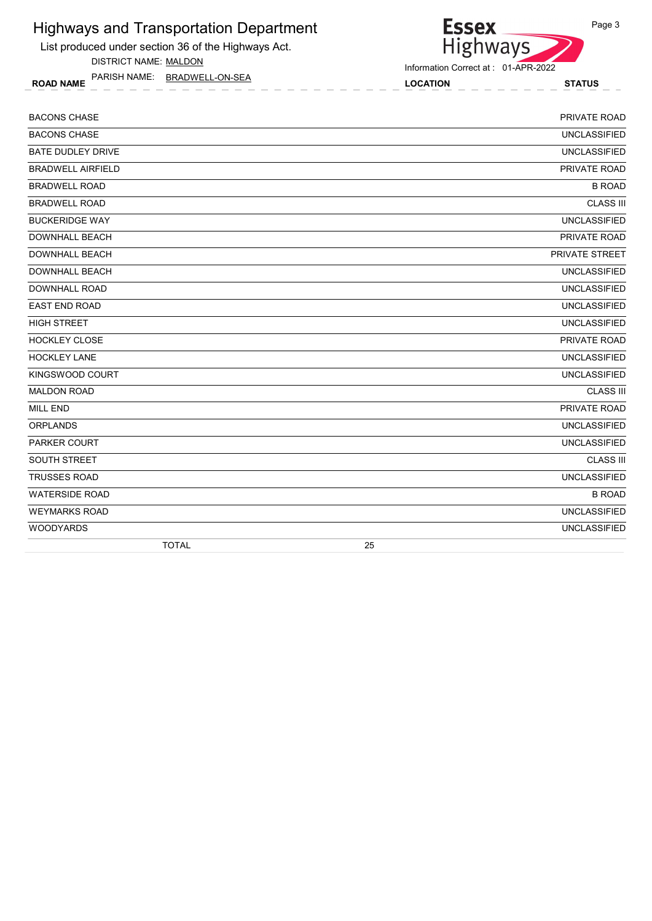# Highways and Transportation Department

List produced under section 36 of the Highways Act.

DISTRICT NAME: MALDON

PARISH NAME: BRADWELL-ON-SEA

Information Correct at : 01-APR-2022

| ROAD NAME | LOCATION | STATUS |
|---|---|---|
| BACONS CHASE | | PRIVATE ROAD |
| BACONS CHASE | | UNCLASSIFIED |
| BATE DUDLEY DRIVE | | UNCLASSIFIED |
| BRADWELL AIRFIELD | | PRIVATE ROAD |
| BRADWELL ROAD | | B ROAD |
| BRADWELL ROAD | | CLASS III |
| BUCKERIDGE WAY | | UNCLASSIFIED |
| DOWNHALL BEACH | | PRIVATE ROAD |
| DOWNHALL BEACH | | PRIVATE STREET |
| DOWNHALL BEACH | | UNCLASSIFIED |
| DOWNHALL ROAD | | UNCLASSIFIED |
| EAST END ROAD | | UNCLASSIFIED |
| HIGH STREET | | UNCLASSIFIED |
| HOCKLEY CLOSE | | PRIVATE ROAD |
| HOCKLEY LANE | | UNCLASSIFIED |
| KINGSWOOD COURT | | UNCLASSIFIED |
| MALDON ROAD | | CLASS III |
| MILL END | | PRIVATE ROAD |
| ORPLANDS | | UNCLASSIFIED |
| PARKER COURT | | UNCLASSIFIED |
| SOUTH STREET | | CLASS III |
| TRUSSES ROAD | | UNCLASSIFIED |
| WATERSIDE ROAD | | B ROAD |
| WEYMARKS ROAD | | UNCLASSIFIED |
| WOODYARDS | | UNCLASSIFIED |
| TOTAL | 25 | |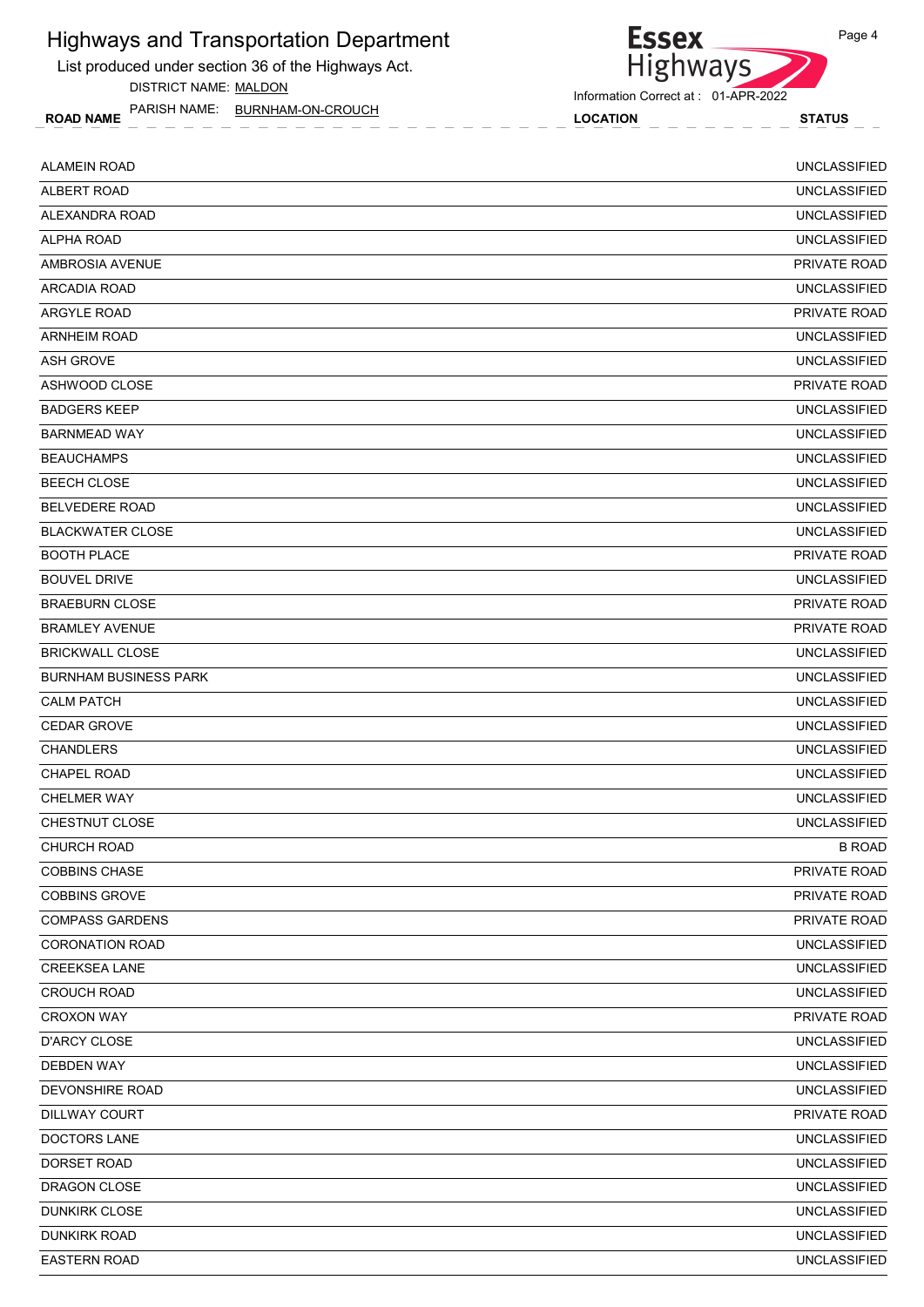# Highways and Transportation Department

List produced under section 36 of the Highways Act.

DISTRICT NAME: MALDON

PARISH NAME: BURNHAM-ON-CROUCH

Information Correct at : 01-APR-2022

| ROAD NAME | LOCATION | STATUS |
|---|---|---|
| ALAMEIN ROAD | | UNCLASSIFIED |
| ALBERT ROAD | | UNCLASSIFIED |
| ALEXANDRA ROAD | | UNCLASSIFIED |
| ALPHA ROAD | | UNCLASSIFIED |
| AMBROSIA AVENUE | | PRIVATE ROAD |
| ARCADIA ROAD | | UNCLASSIFIED |
| ARGYLE ROAD | | PRIVATE ROAD |
| ARNHEIM ROAD | | UNCLASSIFIED |
| ASH GROVE | | UNCLASSIFIED |
| ASHWOOD CLOSE | | PRIVATE ROAD |
| BADGERS KEEP | | UNCLASSIFIED |
| BARNMEAD WAY | | UNCLASSIFIED |
| BEAUCHAMPS | | UNCLASSIFIED |
| BEECH CLOSE | | UNCLASSIFIED |
| BELVEDERE ROAD | | UNCLASSIFIED |
| BLACKWATER CLOSE | | UNCLASSIFIED |
| BOOTH PLACE | | PRIVATE ROAD |
| BOUVEL DRIVE | | UNCLASSIFIED |
| BRAEBURN CLOSE | | PRIVATE ROAD |
| BRAMLEY AVENUE | | PRIVATE ROAD |
| BRICKWALL CLOSE | | UNCLASSIFIED |
| BURNHAM BUSINESS PARK | | UNCLASSIFIED |
| CALM PATCH | | UNCLASSIFIED |
| CEDAR GROVE | | UNCLASSIFIED |
| CHANDLERS | | UNCLASSIFIED |
| CHAPEL ROAD | | UNCLASSIFIED |
| CHELMER WAY | | UNCLASSIFIED |
| CHESTNUT CLOSE | | UNCLASSIFIED |
| CHURCH ROAD | | B ROAD |
| COBBINS CHASE | | PRIVATE ROAD |
| COBBINS GROVE | | PRIVATE ROAD |
| COMPASS GARDENS | | PRIVATE ROAD |
| CORONATION ROAD | | UNCLASSIFIED |
| CREEKSEA LANE | | UNCLASSIFIED |
| CROUCH ROAD | | UNCLASSIFIED |
| CROXON WAY | | PRIVATE ROAD |
| D'ARCY CLOSE | | UNCLASSIFIED |
| DEBDEN WAY | | UNCLASSIFIED |
| DEVONSHIRE ROAD | | UNCLASSIFIED |
| DILLWAY COURT | | PRIVATE ROAD |
| DOCTORS LANE | | UNCLASSIFIED |
| DORSET ROAD | | UNCLASSIFIED |
| DRAGON CLOSE | | UNCLASSIFIED |
| DUNKIRK CLOSE | | UNCLASSIFIED |
| DUNKIRK ROAD | | UNCLASSIFIED |
| EASTERN ROAD | | UNCLASSIFIED |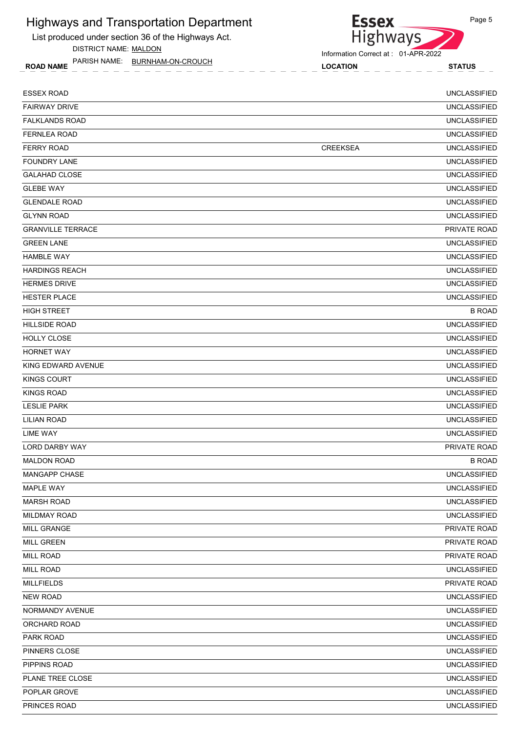# Highways and Transportation Department

List produced under section 36 of the Highways Act.

DISTRICT NAME: MALDON

PARISH NAME: BURNHAM-ON-CROUCH

Information Correct at : 01-APR-2022

| ROAD NAME | LOCATION | STATUS |
|---|---|---|
| ESSEX ROAD | | UNCLASSIFIED |
| FAIRWAY DRIVE | | UNCLASSIFIED |
| FALKLANDS ROAD | | UNCLASSIFIED |
| FERNLEA ROAD | | UNCLASSIFIED |
| FERRY ROAD | CREEKSEA | UNCLASSIFIED |
| FOUNDRY LANE | | UNCLASSIFIED |
| GALAHAD CLOSE | | UNCLASSIFIED |
| GLEBE WAY | | UNCLASSIFIED |
| GLENDALE ROAD | | UNCLASSIFIED |
| GLYNN ROAD | | UNCLASSIFIED |
| GRANVILLE TERRACE | | PRIVATE ROAD |
| GREEN LANE | | UNCLASSIFIED |
| HAMBLE WAY | | UNCLASSIFIED |
| HARDINGS REACH | | UNCLASSIFIED |
| HERMES DRIVE | | UNCLASSIFIED |
| HESTER PLACE | | UNCLASSIFIED |
| HIGH STREET | | B ROAD |
| HILLSIDE ROAD | | UNCLASSIFIED |
| HOLLY CLOSE | | UNCLASSIFIED |
| HORNET WAY | | UNCLASSIFIED |
| KING EDWARD AVENUE | | UNCLASSIFIED |
| KINGS COURT | | UNCLASSIFIED |
| KINGS ROAD | | UNCLASSIFIED |
| LESLIE PARK | | UNCLASSIFIED |
| LILIAN ROAD | | UNCLASSIFIED |
| LIME WAY | | UNCLASSIFIED |
| LORD DARBY WAY | | PRIVATE ROAD |
| MALDON ROAD | | B ROAD |
| MANGAPP CHASE | | UNCLASSIFIED |
| MAPLE WAY | | UNCLASSIFIED |
| MARSH ROAD | | UNCLASSIFIED |
| MILDMAY ROAD | | UNCLASSIFIED |
| MILL GRANGE | | PRIVATE ROAD |
| MILL GREEN | | PRIVATE ROAD |
| MILL ROAD | | PRIVATE ROAD |
| MILL ROAD | | UNCLASSIFIED |
| MILLFIELDS | | PRIVATE ROAD |
| NEW ROAD | | UNCLASSIFIED |
| NORMANDY AVENUE | | UNCLASSIFIED |
| ORCHARD ROAD | | UNCLASSIFIED |
| PARK ROAD | | UNCLASSIFIED |
| PINNERS CLOSE | | UNCLASSIFIED |
| PIPPINS ROAD | | UNCLASSIFIED |
| PLANE TREE CLOSE | | UNCLASSIFIED |
| POPLAR GROVE | | UNCLASSIFIED |
| PRINCES ROAD | | UNCLASSIFIED |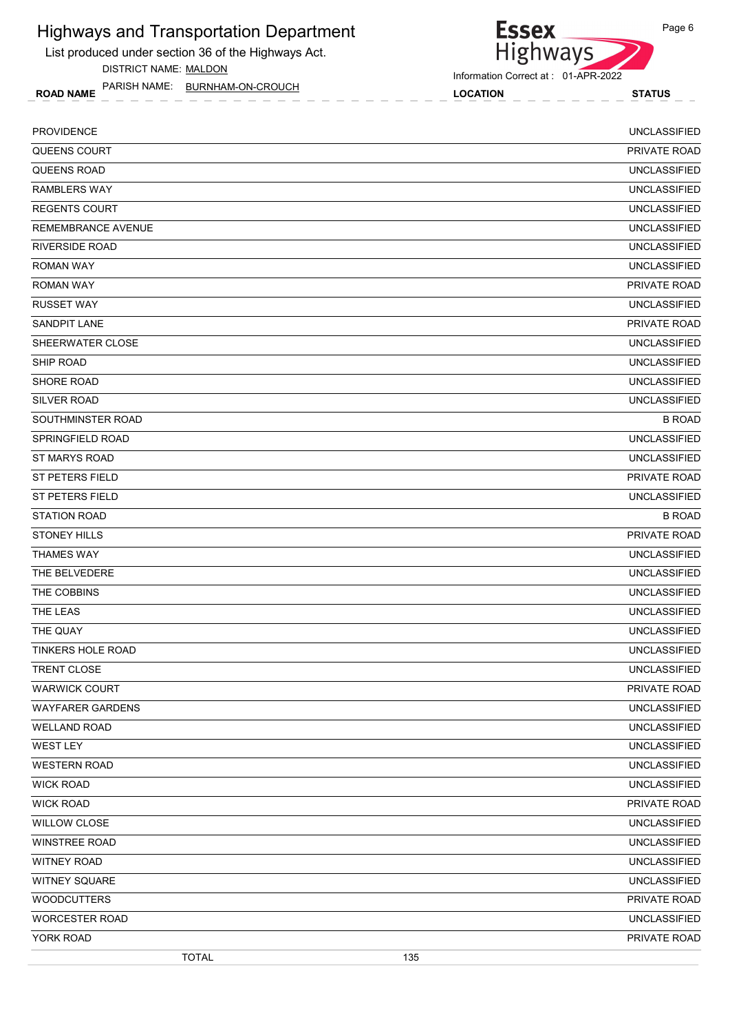# Highways and Transportation Department

List produced under section 36 of the Highways Act.

DISTRICT NAME: MALDON

PARISH NAME: BURNHAM-ON-CROUCH

Information Correct at : 01-APR-2022

| ROAD NAME | LOCATION | STATUS |
|---|---|---|
| PROVIDENCE | | UNCLASSIFIED |
| QUEENS COURT | | PRIVATE ROAD |
| QUEENS ROAD | | UNCLASSIFIED |
| RAMBLERS WAY | | UNCLASSIFIED |
| REGENTS COURT | | UNCLASSIFIED |
| REMEMBRANCE AVENUE | | UNCLASSIFIED |
| RIVERSIDE ROAD | | UNCLASSIFIED |
| ROMAN WAY | | UNCLASSIFIED |
| ROMAN WAY | | PRIVATE ROAD |
| RUSSET WAY | | UNCLASSIFIED |
| SANDPIT LANE | | PRIVATE ROAD |
| SHEERWATER CLOSE | | UNCLASSIFIED |
| SHIP ROAD | | UNCLASSIFIED |
| SHORE ROAD | | UNCLASSIFIED |
| SILVER ROAD | | UNCLASSIFIED |
| SOUTHMINSTER ROAD | | B ROAD |
| SPRINGFIELD ROAD | | UNCLASSIFIED |
| ST MARYS ROAD | | UNCLASSIFIED |
| ST PETERS FIELD | | PRIVATE ROAD |
| ST PETERS FIELD | | UNCLASSIFIED |
| STATION ROAD | | B ROAD |
| STONEY HILLS | | PRIVATE ROAD |
| THAMES WAY | | UNCLASSIFIED |
| THE BELVEDERE | | UNCLASSIFIED |
| THE COBBINS | | UNCLASSIFIED |
| THE LEAS | | UNCLASSIFIED |
| THE QUAY | | UNCLASSIFIED |
| TINKERS HOLE ROAD | | UNCLASSIFIED |
| TRENT CLOSE | | UNCLASSIFIED |
| WARWICK COURT | | PRIVATE ROAD |
| WAYFARER GARDENS | | UNCLASSIFIED |
| WELLAND ROAD | | UNCLASSIFIED |
| WEST LEY | | UNCLASSIFIED |
| WESTERN ROAD | | UNCLASSIFIED |
| WICK ROAD | | UNCLASSIFIED |
| WICK ROAD | | PRIVATE ROAD |
| WILLOW CLOSE | | UNCLASSIFIED |
| WINSTREE ROAD | | UNCLASSIFIED |
| WITNEY ROAD | | UNCLASSIFIED |
| WITNEY SQUARE | | UNCLASSIFIED |
| WOODCUTTERS | | PRIVATE ROAD |
| WORCESTER ROAD | | UNCLASSIFIED |
| YORK ROAD | | PRIVATE ROAD |
| TOTAL | 135 | |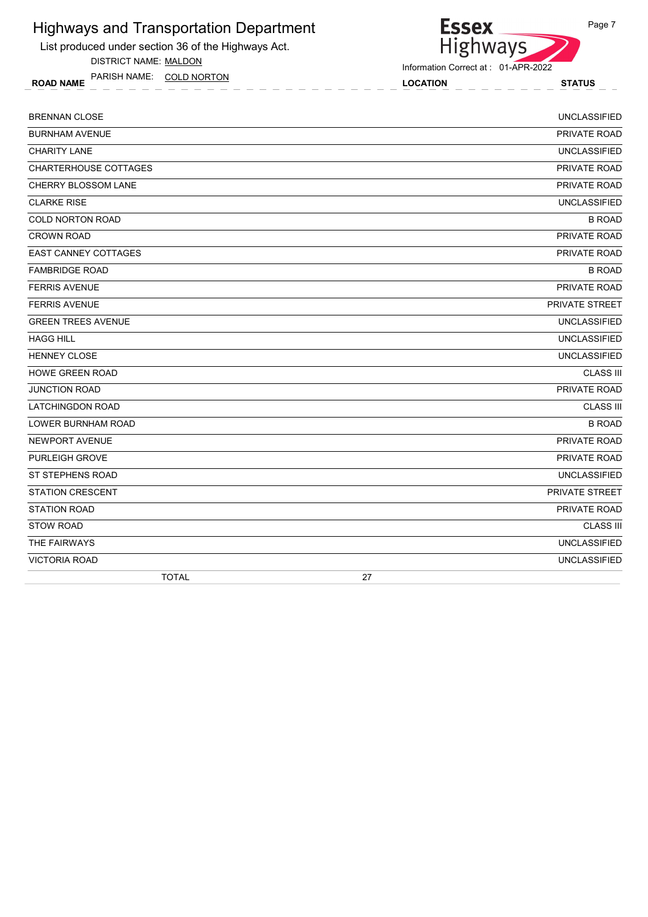# Highways and Transportation Department

List produced under section 36 of the Highways Act.

DISTRICT NAME: MALDON

PARISH NAME: COLD NORTON

Information Correct at : 01-APR-2022

| ROAD NAME | LOCATION | STATUS |
|---|---|---|
| BRENNAN CLOSE | | UNCLASSIFIED |
| BURNHAM AVENUE | | PRIVATE ROAD |
| CHARITY LANE | | UNCLASSIFIED |
| CHARTERHOUSE COTTAGES | | PRIVATE ROAD |
| CHERRY BLOSSOM LANE | | PRIVATE ROAD |
| CLARKE RISE | | UNCLASSIFIED |
| COLD NORTON ROAD | | B ROAD |
| CROWN ROAD | | PRIVATE ROAD |
| EAST CANNEY COTTAGES | | PRIVATE ROAD |
| FAMBRIDGE ROAD | | B ROAD |
| FERRIS AVENUE | | PRIVATE ROAD |
| FERRIS AVENUE | | PRIVATE STREET |
| GREEN TREES AVENUE | | UNCLASSIFIED |
| HAGG HILL | | UNCLASSIFIED |
| HENNEY CLOSE | | UNCLASSIFIED |
| HOWE GREEN ROAD | | CLASS III |
| JUNCTION ROAD | | PRIVATE ROAD |
| LATCHINGDON ROAD | | CLASS III |
| LOWER BURNHAM ROAD | | B ROAD |
| NEWPORT AVENUE | | PRIVATE ROAD |
| PURLEIGH GROVE | | PRIVATE ROAD |
| ST STEPHENS ROAD | | UNCLASSIFIED |
| STATION CRESCENT | | PRIVATE STREET |
| STATION ROAD | | PRIVATE ROAD |
| STOW ROAD | | CLASS III |
| THE FAIRWAYS | | UNCLASSIFIED |
| VICTORIA ROAD | | UNCLASSIFIED |
| TOTAL | 27 | |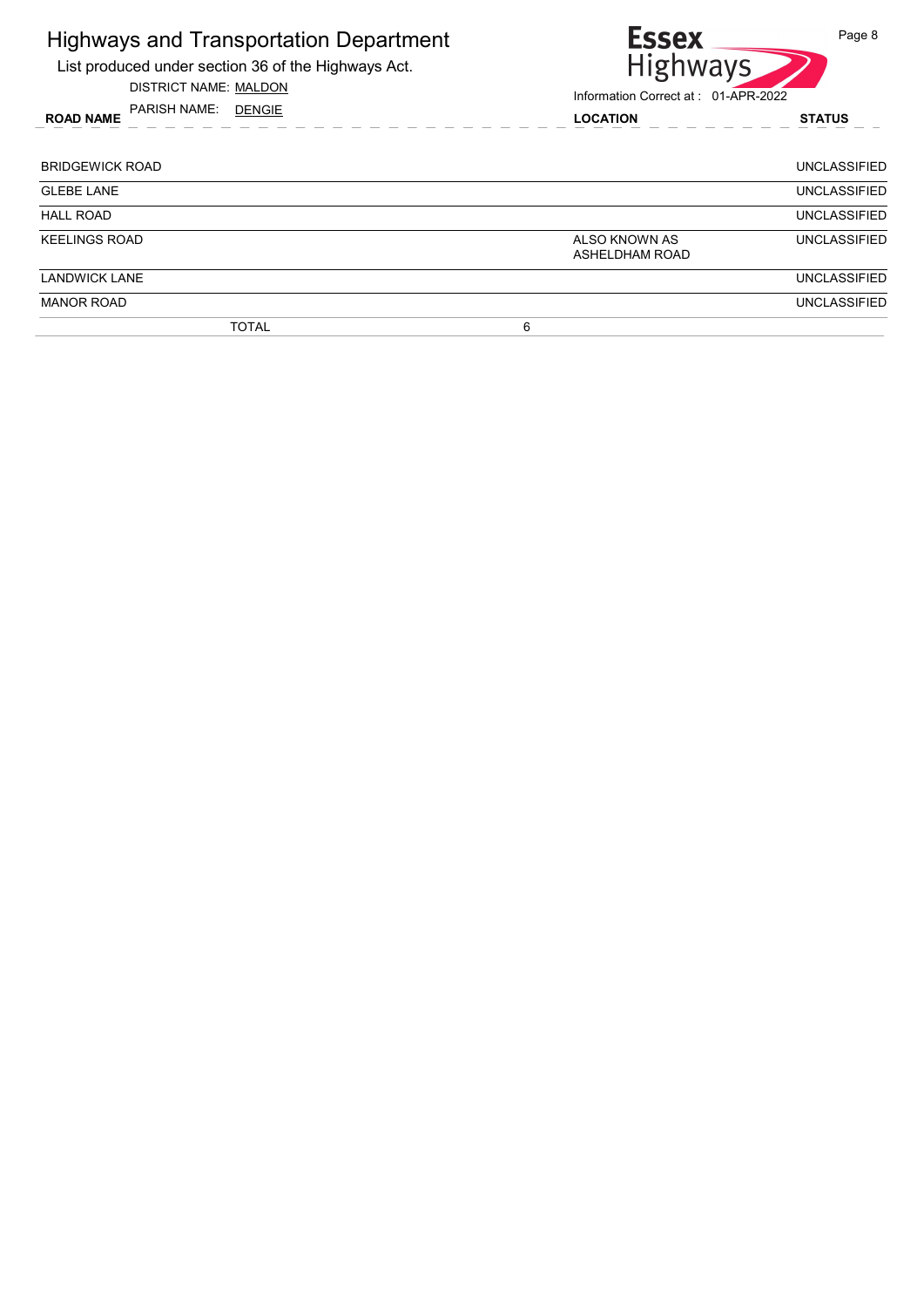# Highways and Transportation Department

List produced under section 36 of the Highways Act.

DISTRICT NAME: MALDON

PARISH NAME: DENGIE

Information Correct at : 01-APR-2022

| ROAD NAME | LOCATION | STATUS |
| --- | --- | --- |
| BRIDGEWICK ROAD | | UNCLASSIFIED |
| GLEBE LANE | | UNCLASSIFIED |
| HALL ROAD | | UNCLASSIFIED |
| KEELINGS ROAD | ALSO KNOWN AS ASHELDHAM ROAD | UNCLASSIFIED |
| LANDWICK LANE | | UNCLASSIFIED |
| MANOR ROAD | | UNCLASSIFIED |
| TOTAL | 6 | |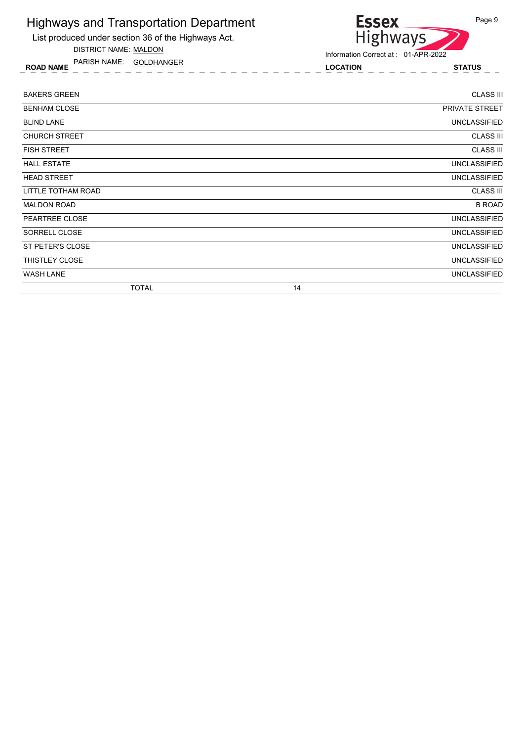# Highways and Transportation Department

List produced under section 36 of the Highways Act.

DISTRICT NAME: MALDON

PARISH NAME: GOLDHANGER

Information Correct at : 01-APR-2022

| ROAD NAME | LOCATION | STATUS |
|---|---|---|
| BAKERS GREEN | | CLASS III |
| BENHAM CLOSE | | PRIVATE STREET |
| BLIND LANE | | UNCLASSIFIED |
| CHURCH STREET | | CLASS III |
| FISH STREET | | CLASS III |
| HALL ESTATE | | UNCLASSIFIED |
| HEAD STREET | | UNCLASSIFIED |
| LITTLE TOTHAM ROAD | | CLASS III |
| MALDON ROAD | | B ROAD |
| PEARTREE CLOSE | | UNCLASSIFIED |
| SORRELL CLOSE | | UNCLASSIFIED |
| ST PETER'S CLOSE | | UNCLASSIFIED |
| THISTLEY CLOSE | | UNCLASSIFIED |
| WASH LANE | | UNCLASSIFIED |
| TOTAL | 14 | |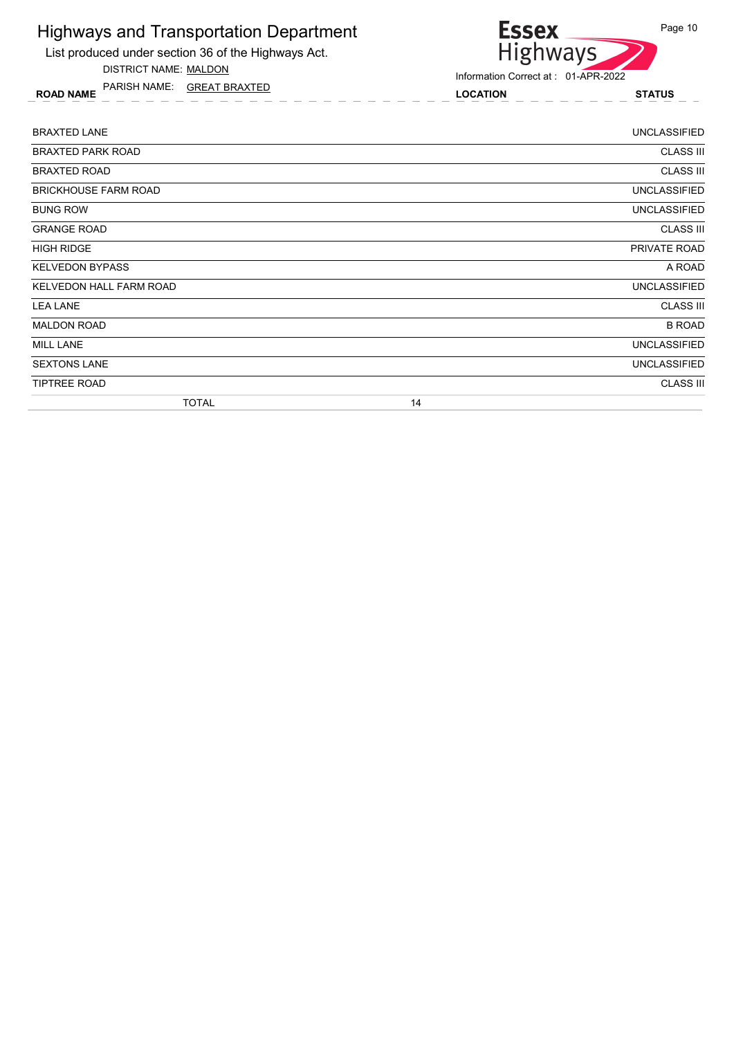# Highways and Transportation Department

List produced under section 36 of the Highways Act.

DISTRICT NAME: MALDON

PARISH NAME: GREAT BRAXTED

Information Correct at : 01-APR-2022

| ROAD NAME | LOCATION | STATUS |
|---|---|---|
| BRAXTED LANE | | UNCLASSIFIED |
| BRAXTED PARK ROAD | | CLASS III |
| BRAXTED ROAD | | CLASS III |
| BRICKHOUSE FARM ROAD | | UNCLASSIFIED |
| BUNG ROW | | UNCLASSIFIED |
| GRANGE ROAD | | CLASS III |
| HIGH RIDGE | | PRIVATE ROAD |
| KELVEDON BYPASS | | A ROAD |
| KELVEDON HALL FARM ROAD | | UNCLASSIFIED |
| LEA LANE | | CLASS III |
| MALDON ROAD | | B ROAD |
| MILL LANE | | UNCLASSIFIED |
| SEXTONS LANE | | UNCLASSIFIED |
| TIPTREE ROAD | | CLASS III |
| TOTAL | 14 | |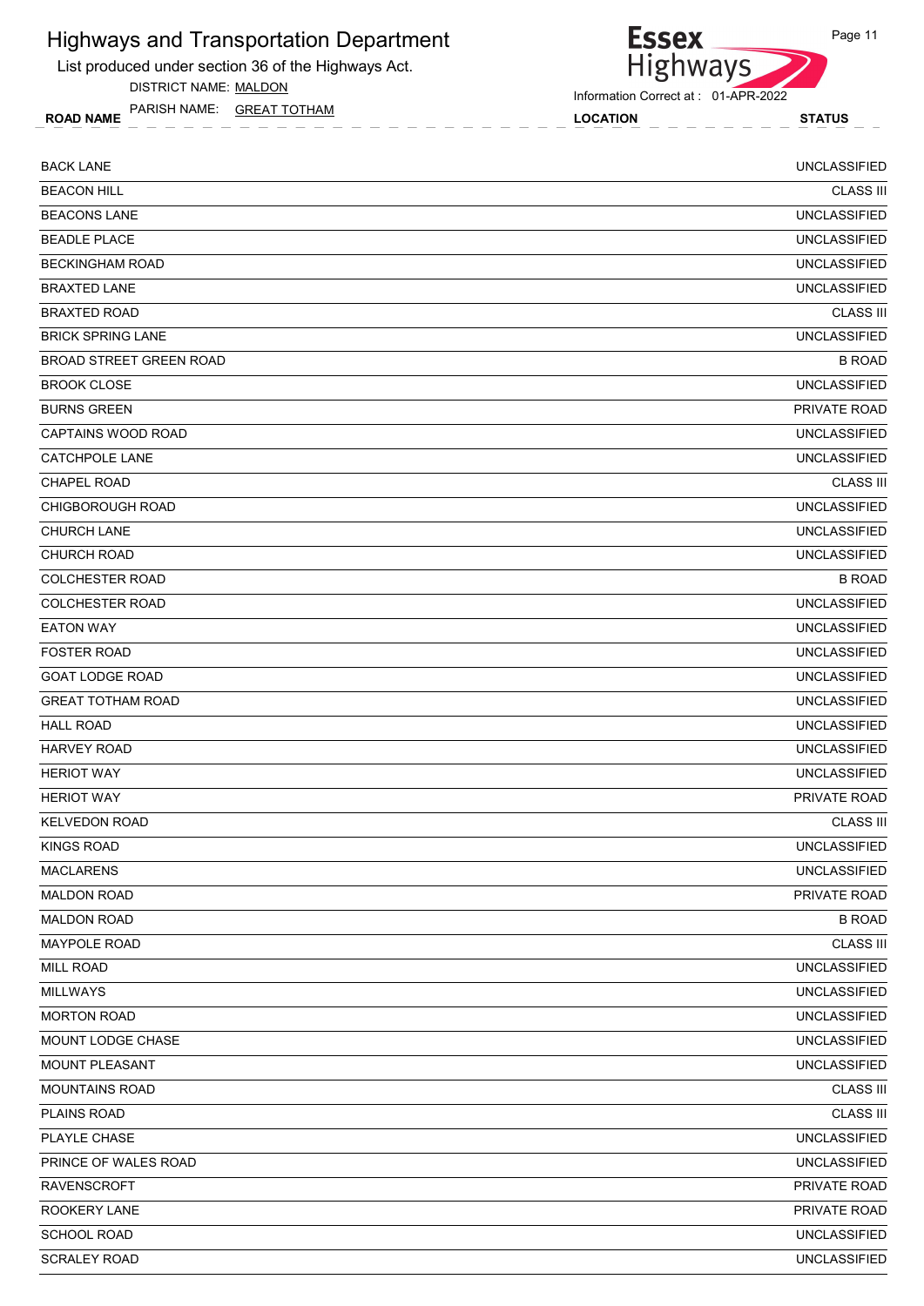# Highways and Transportation Department

List produced under section 36 of the Highways Act.

DISTRICT NAME: MALDON

PARISH NAME: GREAT TOTHAM

Information Correct at : 01-APR-2022

| ROAD NAME | LOCATION | STATUS |
|---|---|---|
| BACK LANE | | UNCLASSIFIED |
| BEACON HILL | | CLASS III |
| BEACONS LANE | | UNCLASSIFIED |
| BEADLE PLACE | | UNCLASSIFIED |
| BECKINGHAM ROAD | | UNCLASSIFIED |
| BRAXTED LANE | | UNCLASSIFIED |
| BRAXTED ROAD | | CLASS III |
| BRICK SPRING LANE | | UNCLASSIFIED |
| BROAD STREET GREEN ROAD | | B ROAD |
| BROOK CLOSE | | UNCLASSIFIED |
| BURNS GREEN | | PRIVATE ROAD |
| CAPTAINS WOOD ROAD | | UNCLASSIFIED |
| CATCHPOLE LANE | | UNCLASSIFIED |
| CHAPEL ROAD | | CLASS III |
| CHIGBOROUGH ROAD | | UNCLASSIFIED |
| CHURCH LANE | | UNCLASSIFIED |
| CHURCH ROAD | | UNCLASSIFIED |
| COLCHESTER ROAD | | B ROAD |
| COLCHESTER ROAD | | UNCLASSIFIED |
| EATON WAY | | UNCLASSIFIED |
| FOSTER ROAD | | UNCLASSIFIED |
| GOAT LODGE ROAD | | UNCLASSIFIED |
| GREAT TOTHAM ROAD | | UNCLASSIFIED |
| HALL ROAD | | UNCLASSIFIED |
| HARVEY ROAD | | UNCLASSIFIED |
| HERIOT WAY | | UNCLASSIFIED |
| HERIOT WAY | | PRIVATE ROAD |
| KELVEDON ROAD | | CLASS III |
| KINGS ROAD | | UNCLASSIFIED |
| MACLARENS | | UNCLASSIFIED |
| MALDON ROAD | | PRIVATE ROAD |
| MALDON ROAD | | B ROAD |
| MAYPOLE ROAD | | CLASS III |
| MILL ROAD | | UNCLASSIFIED |
| MILLWAYS | | UNCLASSIFIED |
| MORTON ROAD | | UNCLASSIFIED |
| MOUNT LODGE CHASE | | UNCLASSIFIED |
| MOUNT PLEASANT | | UNCLASSIFIED |
| MOUNTAINS ROAD | | CLASS III |
| PLAINS ROAD | | CLASS III |
| PLAYLE CHASE | | UNCLASSIFIED |
| PRINCE OF WALES ROAD | | UNCLASSIFIED |
| RAVENSCROFT | | PRIVATE ROAD |
| ROOKERY LANE | | PRIVATE ROAD |
| SCHOOL ROAD | | UNCLASSIFIED |
| SCRALEY ROAD | | UNCLASSIFIED |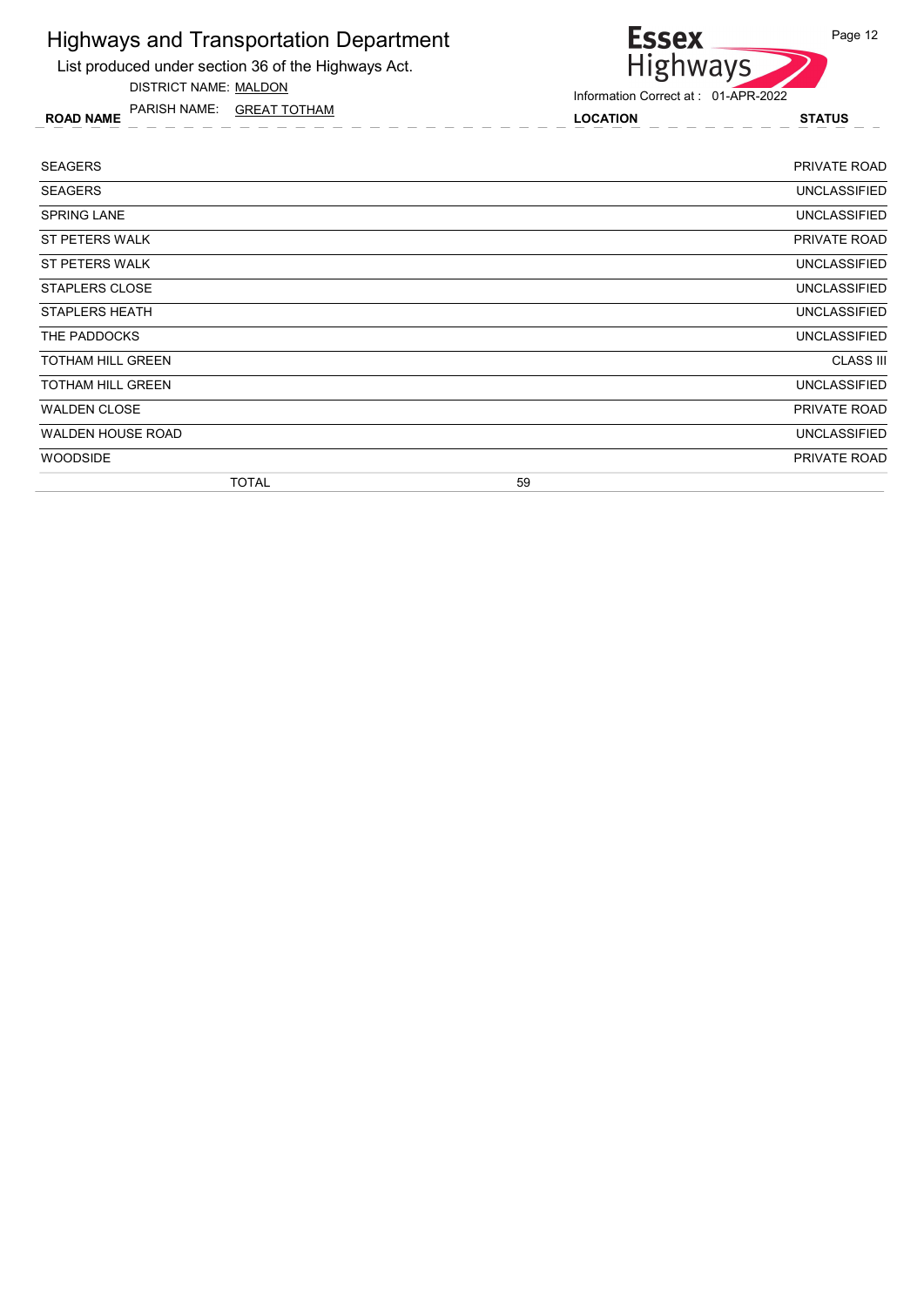# Highways and Transportation Department

List produced under section 36 of the Highways Act.

DISTRICT NAME: MALDON

PARISH NAME: GREAT TOTHAM

Information Correct at : 01-APR-2022

| ROAD NAME | LOCATION | STATUS |
|---|---|---|
| SEAGERS | | PRIVATE ROAD |
| SEAGERS | | UNCLASSIFIED |
| SPRING LANE | | UNCLASSIFIED |
| ST PETERS WALK | | PRIVATE ROAD |
| ST PETERS WALK | | UNCLASSIFIED |
| STAPLERS CLOSE | | UNCLASSIFIED |
| STAPLERS HEATH | | UNCLASSIFIED |
| THE PADDOCKS | | UNCLASSIFIED |
| TOTHAM HILL GREEN | | CLASS III |
| TOTHAM HILL GREEN | | UNCLASSIFIED |
| WALDEN CLOSE | | PRIVATE ROAD |
| WALDEN HOUSE ROAD | | UNCLASSIFIED |
| WOODSIDE | | PRIVATE ROAD |
| TOTAL | 59 | |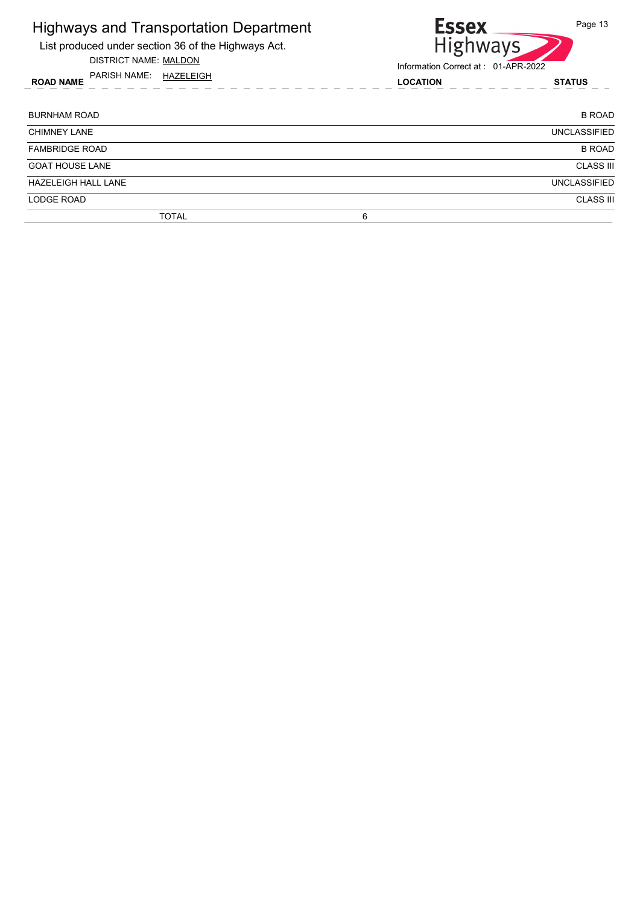# Highways and Transportation Department

List produced under section 36 of the Highways Act.

DISTRICT NAME: MALDON

PARISH NAME: HAZELEIGH

Essex Highways

Information Correct at : 01-APR-2022

| ROAD NAME | LOCATION | STATUS |
|---|---|---|
| BURNHAM ROAD | | B ROAD |
| CHIMNEY LANE | | UNCLASSIFIED |
| FAMBRIDGE ROAD | | B ROAD |
| GOAT HOUSE LANE | | CLASS III |
| HAZELEIGH HALL LANE | | UNCLASSIFIED |
| LODGE ROAD | | CLASS III |
| TOTAL | 6 | |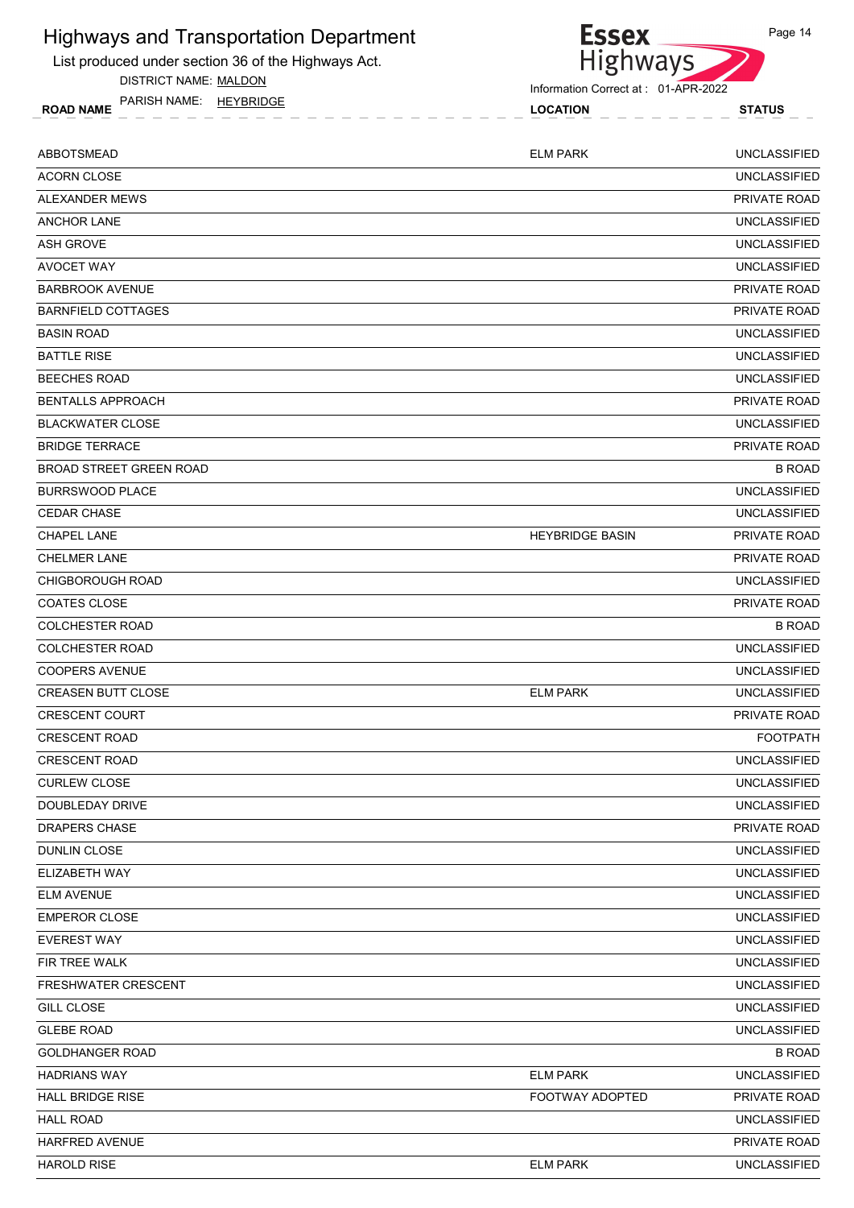# Highways and Transportation Department

List produced under section 36 of the Highways Act.

DISTRICT NAME: MALDON

PARISH NAME: HEYBRIDGE

Information Correct at : 01-APR-2022

| ROAD NAME | LOCATION | STATUS |
|---|---|---|
| ABBOTSMEAD | ELM PARK | UNCLASSIFIED |
| ACORN CLOSE | | UNCLASSIFIED |
| ALEXANDER MEWS | | PRIVATE ROAD |
| ANCHOR LANE | | UNCLASSIFIED |
| ASH GROVE | | UNCLASSIFIED |
| AVOCET WAY | | UNCLASSIFIED |
| BARBROOK AVENUE | | PRIVATE ROAD |
| BARNFIELD COTTAGES | | PRIVATE ROAD |
| BASIN ROAD | | UNCLASSIFIED |
| BATTLE RISE | | UNCLASSIFIED |
| BEECHES ROAD | | UNCLASSIFIED |
| BENTALLS APPROACH | | PRIVATE ROAD |
| BLACKWATER CLOSE | | UNCLASSIFIED |
| BRIDGE TERRACE | | PRIVATE ROAD |
| BROAD STREET GREEN ROAD | | B ROAD |
| BURRSWOOD PLACE | | UNCLASSIFIED |
| CEDAR CHASE | | UNCLASSIFIED |
| CHAPEL LANE | HEYBRIDGE BASIN | PRIVATE ROAD |
| CHELMER LANE | | PRIVATE ROAD |
| CHIGBOROUGH ROAD | | UNCLASSIFIED |
| COATES CLOSE | | PRIVATE ROAD |
| COLCHESTER ROAD | | B ROAD |
| COLCHESTER ROAD | | UNCLASSIFIED |
| COOPERS AVENUE | | UNCLASSIFIED |
| CREASEN BUTT CLOSE | ELM PARK | UNCLASSIFIED |
| CRESCENT COURT | | PRIVATE ROAD |
| CRESCENT ROAD | | FOOTPATH |
| CRESCENT ROAD | | UNCLASSIFIED |
| CURLEW CLOSE | | UNCLASSIFIED |
| DOUBLEDAY DRIVE | | UNCLASSIFIED |
| DRAPERS CHASE | | PRIVATE ROAD |
| DUNLIN CLOSE | | UNCLASSIFIED |
| ELIZABETH WAY | | UNCLASSIFIED |
| ELM AVENUE | | UNCLASSIFIED |
| EMPEROR CLOSE | | UNCLASSIFIED |
| EVEREST WAY | | UNCLASSIFIED |
| FIR TREE WALK | | UNCLASSIFIED |
| FRESHWATER CRESCENT | | UNCLASSIFIED |
| GILL CLOSE | | UNCLASSIFIED |
| GLEBE ROAD | | UNCLASSIFIED |
| GOLDHANGER ROAD | | B ROAD |
| HADRIANS WAY | ELM PARK | UNCLASSIFIED |
| HALL BRIDGE RISE | FOOTWAY ADOPTED | PRIVATE ROAD |
| HALL ROAD | | UNCLASSIFIED |
| HARFRED AVENUE | | PRIVATE ROAD |
| HAROLD RISE | ELM PARK | UNCLASSIFIED |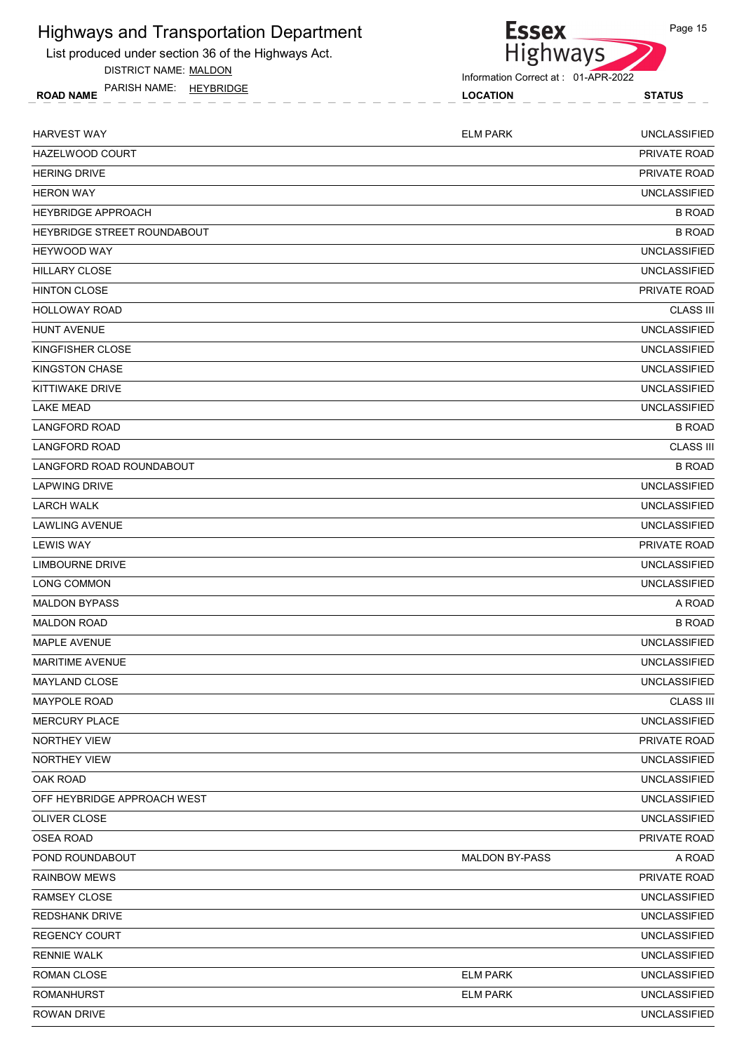# Highways and Transportation Department

List produced under section 36 of the Highways Act.

DISTRICT NAME: MALDON

PARISH NAME: HEYBRIDGE

Information Correct at : 01-APR-2022

| ROAD NAME | LOCATION | STATUS |
|---|---|---|
| HARVEST WAY | ELM PARK | UNCLASSIFIED |
| HAZELWOOD COURT | | PRIVATE ROAD |
| HERING DRIVE | | PRIVATE ROAD |
| HERON WAY | | UNCLASSIFIED |
| HEYBRIDGE APPROACH | | B ROAD |
| HEYBRIDGE STREET ROUNDABOUT | | B ROAD |
| HEYWOOD WAY | | UNCLASSIFIED |
| HILLARY CLOSE | | UNCLASSIFIED |
| HINTON CLOSE | | PRIVATE ROAD |
| HOLLOWAY ROAD | | CLASS III |
| HUNT AVENUE | | UNCLASSIFIED |
| KINGFISHER CLOSE | | UNCLASSIFIED |
| KINGSTON CHASE | | UNCLASSIFIED |
| KITTIWAKE DRIVE | | UNCLASSIFIED |
| LAKE MEAD | | UNCLASSIFIED |
| LANGFORD ROAD | | B ROAD |
| LANGFORD ROAD | | CLASS III |
| LANGFORD ROAD ROUNDABOUT | | B ROAD |
| LAPWING DRIVE | | UNCLASSIFIED |
| LARCH WALK | | UNCLASSIFIED |
| LAWLING AVENUE | | UNCLASSIFIED |
| LEWIS WAY | | PRIVATE ROAD |
| LIMBOURNE DRIVE | | UNCLASSIFIED |
| LONG COMMON | | UNCLASSIFIED |
| MALDON BYPASS | | A ROAD |
| MALDON ROAD | | B ROAD |
| MAPLE AVENUE | | UNCLASSIFIED |
| MARITIME AVENUE | | UNCLASSIFIED |
| MAYLAND CLOSE | | UNCLASSIFIED |
| MAYPOLE ROAD | | CLASS III |
| MERCURY PLACE | | UNCLASSIFIED |
| NORTHEY VIEW | | PRIVATE ROAD |
| NORTHEY VIEW | | UNCLASSIFIED |
| OAK ROAD | | UNCLASSIFIED |
| OFF HEYBRIDGE APPROACH WEST | | UNCLASSIFIED |
| OLIVER CLOSE | | UNCLASSIFIED |
| OSEA ROAD | | PRIVATE ROAD |
| POND ROUNDABOUT | MALDON BY-PASS | A ROAD |
| RAINBOW MEWS | | PRIVATE ROAD |
| RAMSEY CLOSE | | UNCLASSIFIED |
| REDSHANK DRIVE | | UNCLASSIFIED |
| REGENCY COURT | | UNCLASSIFIED |
| RENNIE WALK | | UNCLASSIFIED |
| ROMAN CLOSE | ELM PARK | UNCLASSIFIED |
| ROMANHURST | ELM PARK | UNCLASSIFIED |
| ROWAN DRIVE | | UNCLASSIFIED |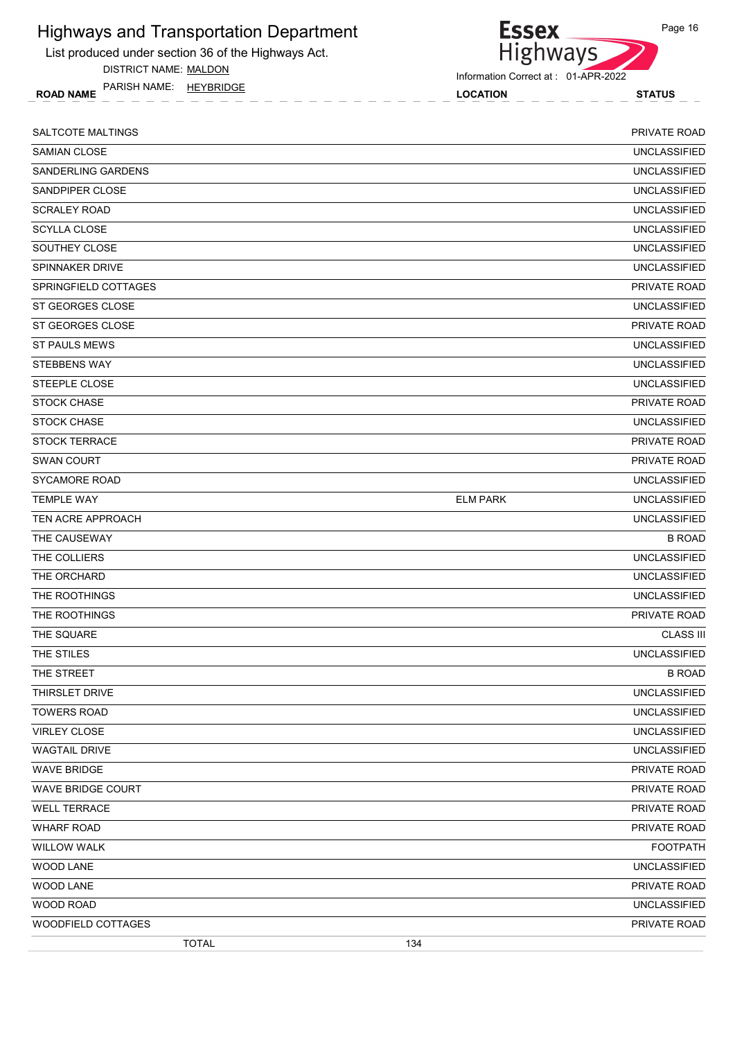# Highways and Transportation Department

List produced under section 36 of the Highways Act.

DISTRICT NAME: MALDON

PARISH NAME: HEYBRIDGE

Information Correct at : 01-APR-2022

| ROAD NAME | LOCATION | STATUS |
|---|---|---|
| SALTCOTE MALTINGS | | PRIVATE ROAD |
| SAMIAN CLOSE | | UNCLASSIFIED |
| SANDERLING GARDENS | | UNCLASSIFIED |
| SANDPIPER CLOSE | | UNCLASSIFIED |
| SCRALEY ROAD | | UNCLASSIFIED |
| SCYLLA CLOSE | | UNCLASSIFIED |
| SOUTHEY CLOSE | | UNCLASSIFIED |
| SPINNAKER DRIVE | | UNCLASSIFIED |
| SPRINGFIELD COTTAGES | | PRIVATE ROAD |
| ST GEORGES CLOSE | | UNCLASSIFIED |
| ST GEORGES CLOSE | | PRIVATE ROAD |
| ST PAULS MEWS | | UNCLASSIFIED |
| STEBBENS WAY | | UNCLASSIFIED |
| STEEPLE CLOSE | | UNCLASSIFIED |
| STOCK CHASE | | PRIVATE ROAD |
| STOCK CHASE | | UNCLASSIFIED |
| STOCK TERRACE | | PRIVATE ROAD |
| SWAN COURT | | PRIVATE ROAD |
| SYCAMORE ROAD | | UNCLASSIFIED |
| TEMPLE WAY | ELM PARK | UNCLASSIFIED |
| TEN ACRE APPROACH | | UNCLASSIFIED |
| THE CAUSEWAY | | B ROAD |
| THE COLLIERS | | UNCLASSIFIED |
| THE ORCHARD | | UNCLASSIFIED |
| THE ROOTHINGS | | UNCLASSIFIED |
| THE ROOTHINGS | | PRIVATE ROAD |
| THE SQUARE | | CLASS III |
| THE STILES | | UNCLASSIFIED |
| THE STREET | | B ROAD |
| THIRSLET DRIVE | | UNCLASSIFIED |
| TOWERS ROAD | | UNCLASSIFIED |
| VIRLEY CLOSE | | UNCLASSIFIED |
| WAGTAIL DRIVE | | UNCLASSIFIED |
| WAVE BRIDGE | | PRIVATE ROAD |
| WAVE BRIDGE COURT | | PRIVATE ROAD |
| WELL TERRACE | | PRIVATE ROAD |
| WHARF ROAD | | PRIVATE ROAD |
| WILLOW WALK | | FOOTPATH |
| WOOD LANE | | UNCLASSIFIED |
| WOOD LANE | | PRIVATE ROAD |
| WOOD ROAD | | UNCLASSIFIED |
| WOODFIELD COTTAGES | | PRIVATE ROAD |
| TOTAL | 134 | |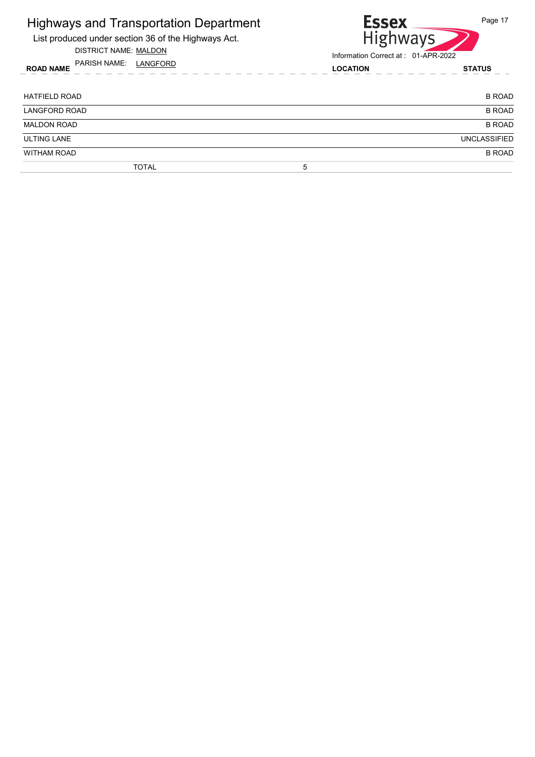# Highways and Transportation Department

List produced under section 36 of the Highways Act.

DISTRICT NAME: MALDON

PARISH NAME: LANGFORD

Information Correct at : 01-APR-2022

| ROAD NAME | LOCATION | STATUS |
|---|---|---|
| HATFIELD ROAD | | B ROAD |
| LANGFORD ROAD | | B ROAD |
| MALDON ROAD | | B ROAD |
| ULTING LANE | | UNCLASSIFIED |
| WITHAM ROAD | | B ROAD |
| TOTAL | 5 | |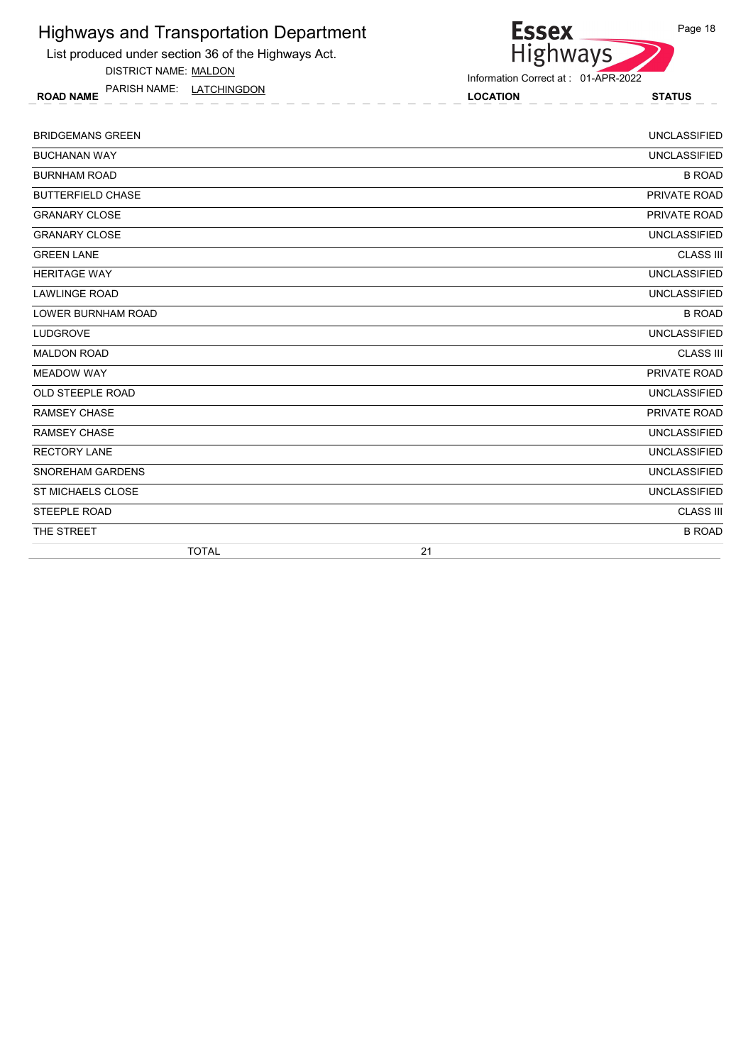# Highways and Transportation Department

List produced under section 36 of the Highways Act.

DISTRICT NAME: MALDON

PARISH NAME: LATCHINGDON

Information Correct at : 01-APR-2022

| ROAD NAME | LOCATION | STATUS |
|---|---|---|
| BRIDGEMANS GREEN | | UNCLASSIFIED |
| BUCHANAN WAY | | UNCLASSIFIED |
| BURNHAM ROAD | | B ROAD |
| BUTTERFIELD CHASE | | PRIVATE ROAD |
| GRANARY CLOSE | | PRIVATE ROAD |
| GRANARY CLOSE | | UNCLASSIFIED |
| GREEN LANE | | CLASS III |
| HERITAGE WAY | | UNCLASSIFIED |
| LAWLINGE ROAD | | UNCLASSIFIED |
| LOWER BURNHAM ROAD | | B ROAD |
| LUDGROVE | | UNCLASSIFIED |
| MALDON ROAD | | CLASS III |
| MEADOW WAY | | PRIVATE ROAD |
| OLD STEEPLE ROAD | | UNCLASSIFIED |
| RAMSEY CHASE | | PRIVATE ROAD |
| RAMSEY CHASE | | UNCLASSIFIED |
| RECTORY LANE | | UNCLASSIFIED |
| SNOREHAM GARDENS | | UNCLASSIFIED |
| ST MICHAELS CLOSE | | UNCLASSIFIED |
| STEEPLE ROAD | | CLASS III |
| THE STREET | | B ROAD |
| TOTAL | 21 | |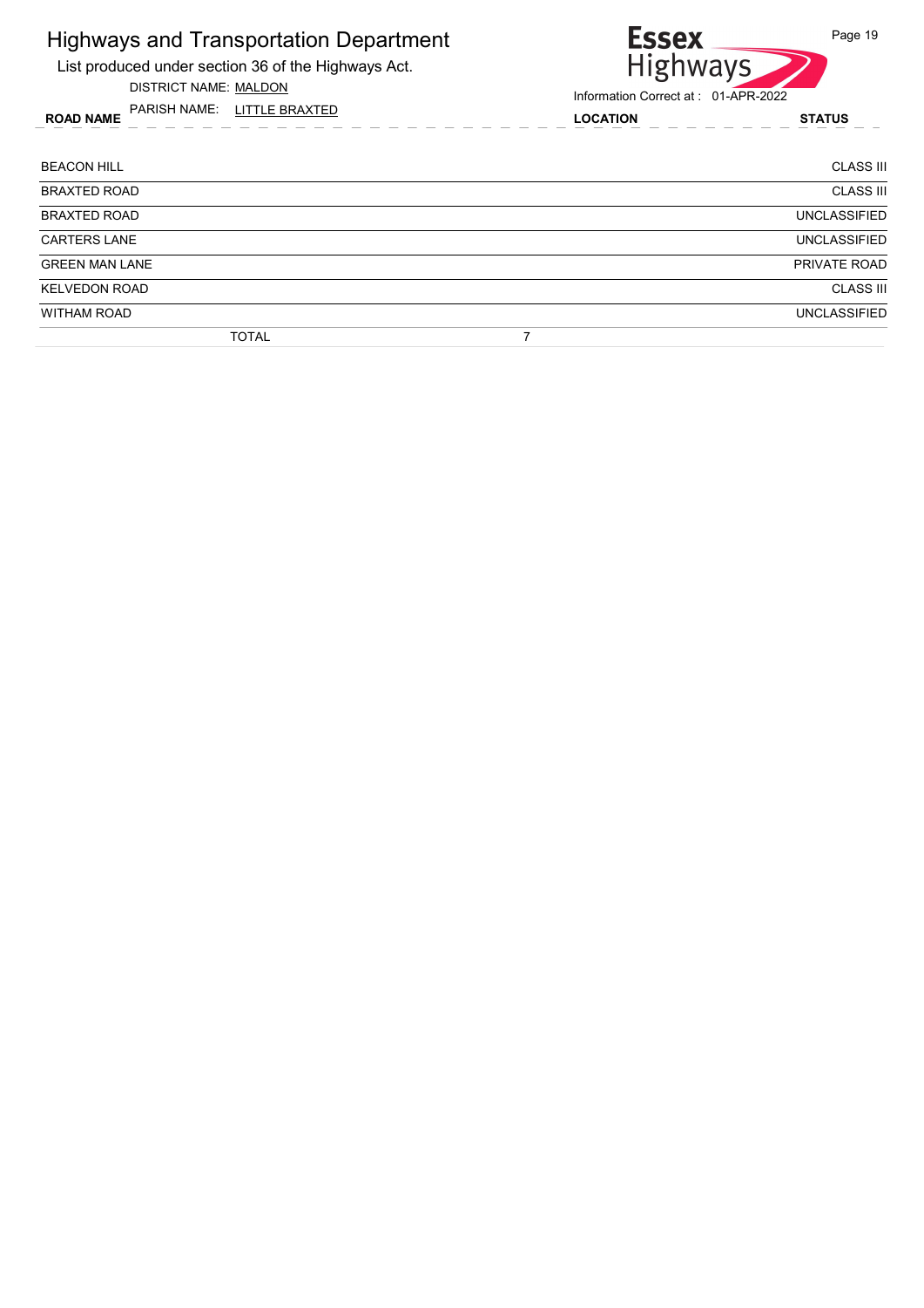# Highways and Transportation Department

List produced under section 36 of the Highways Act.

DISTRICT NAME: MALDON

PARISH NAME: LITTLE BRAXTED

Information Correct at : 01-APR-2022

| ROAD NAME | LOCATION | STATUS |
|---|---|---|
| BEACON HILL | | CLASS III |
| BRAXTED ROAD | | CLASS III |
| BRAXTED ROAD | | UNCLASSIFIED |
| CARTERS LANE | | UNCLASSIFIED |
| GREEN MAN LANE | | PRIVATE ROAD |
| KELVEDON ROAD | | CLASS III |
| WITHAM ROAD | | UNCLASSIFIED |
| TOTAL | 7 | |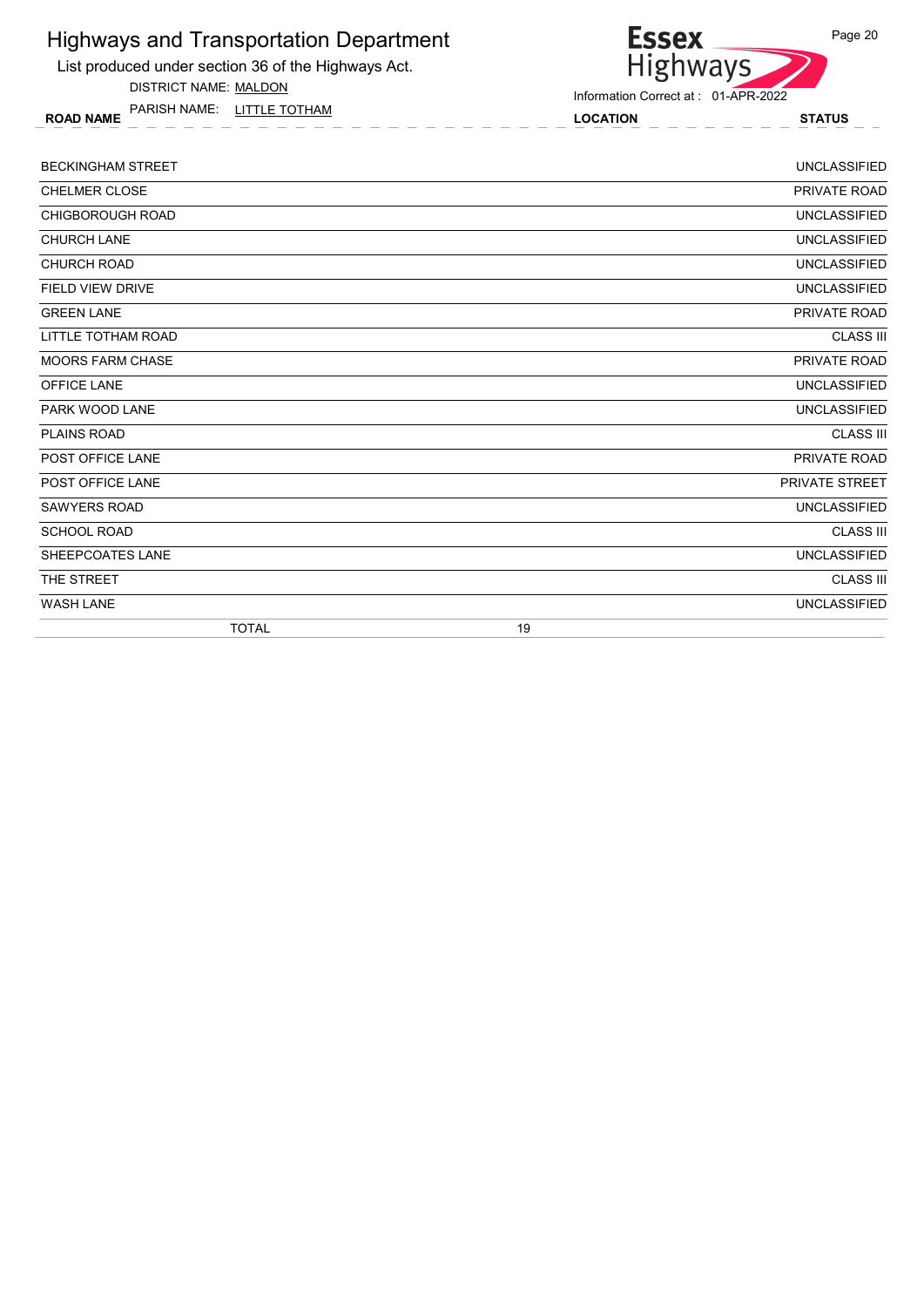# Highways and Transportation Department

List produced under section 36 of the Highways Act.

DISTRICT NAME: MALDON

PARISH NAME: LITTLE TOTHAM

Information Correct at : 01-APR-2022

| ROAD NAME | LOCATION | STATUS |
|---|---|---|
| BECKINGHAM STREET | | UNCLASSIFIED |
| CHELMER CLOSE | | PRIVATE ROAD |
| CHIGBOROUGH ROAD | | UNCLASSIFIED |
| CHURCH LANE | | UNCLASSIFIED |
| CHURCH ROAD | | UNCLASSIFIED |
| FIELD VIEW DRIVE | | UNCLASSIFIED |
| GREEN LANE | | PRIVATE ROAD |
| LITTLE TOTHAM ROAD | | CLASS III |
| MOORS FARM CHASE | | PRIVATE ROAD |
| OFFICE LANE | | UNCLASSIFIED |
| PARK WOOD LANE | | UNCLASSIFIED |
| PLAINS ROAD | | CLASS III |
| POST OFFICE LANE | | PRIVATE ROAD |
| POST OFFICE LANE | | PRIVATE STREET |
| SAWYERS ROAD | | UNCLASSIFIED |
| SCHOOL ROAD | | CLASS III |
| SHEEPCOATES LANE | | UNCLASSIFIED |
| THE STREET | | CLASS III |
| WASH LANE | | UNCLASSIFIED |
| TOTAL | 19 | |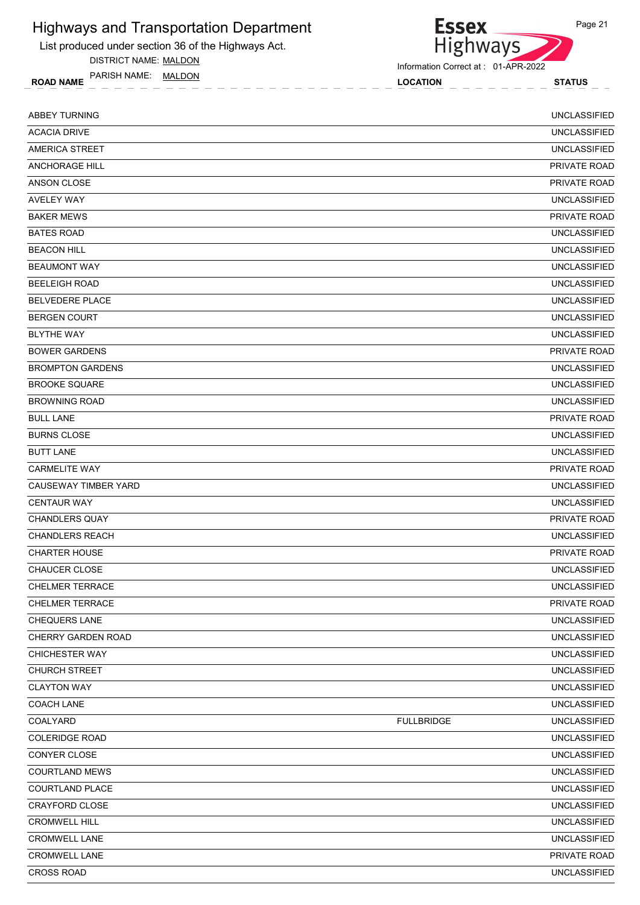# Highways and Transportation Department

List produced under section 36 of the Highways Act.

DISTRICT NAME: MALDON

PARISH NAME: MALDON

Information Correct at : 01-APR-2022

| ROAD NAME | LOCATION | STATUS |
|---|---|---|
| ABBEY TURNING | | UNCLASSIFIED |
| ACACIA DRIVE | | UNCLASSIFIED |
| AMERICA STREET | | UNCLASSIFIED |
| ANCHORAGE HILL | | PRIVATE ROAD |
| ANSON CLOSE | | PRIVATE ROAD |
| AVELEY WAY | | UNCLASSIFIED |
| BAKER MEWS | | PRIVATE ROAD |
| BATES ROAD | | UNCLASSIFIED |
| BEACON HILL | | UNCLASSIFIED |
| BEAUMONT WAY | | UNCLASSIFIED |
| BEELEIGH ROAD | | UNCLASSIFIED |
| BELVEDERE PLACE | | UNCLASSIFIED |
| BERGEN COURT | | UNCLASSIFIED |
| BLYTHE WAY | | UNCLASSIFIED |
| BOWER GARDENS | | PRIVATE ROAD |
| BROMPTON GARDENS | | UNCLASSIFIED |
| BROOKE SQUARE | | UNCLASSIFIED |
| BROWNING ROAD | | UNCLASSIFIED |
| BULL LANE | | PRIVATE ROAD |
| BURNS CLOSE | | UNCLASSIFIED |
| BUTT LANE | | UNCLASSIFIED |
| CARMELITE WAY | | PRIVATE ROAD |
| CAUSEWAY TIMBER YARD | | UNCLASSIFIED |
| CENTAUR WAY | | UNCLASSIFIED |
| CHANDLERS QUAY | | PRIVATE ROAD |
| CHANDLERS REACH | | UNCLASSIFIED |
| CHARTER HOUSE | | PRIVATE ROAD |
| CHAUCER CLOSE | | UNCLASSIFIED |
| CHELMER TERRACE | | UNCLASSIFIED |
| CHELMER TERRACE | | PRIVATE ROAD |
| CHEQUERS LANE | | UNCLASSIFIED |
| CHERRY GARDEN ROAD | | UNCLASSIFIED |
| CHICHESTER WAY | | UNCLASSIFIED |
| CHURCH STREET | | UNCLASSIFIED |
| CLAYTON WAY | | UNCLASSIFIED |
| COACH LANE | | UNCLASSIFIED |
| COALYARD | FULLBRIDGE | UNCLASSIFIED |
| COLERIDGE ROAD | | UNCLASSIFIED |
| CONYER CLOSE | | UNCLASSIFIED |
| COURTLAND MEWS | | UNCLASSIFIED |
| COURTLAND PLACE | | UNCLASSIFIED |
| CRAYFORD CLOSE | | UNCLASSIFIED |
| CROMWELL HILL | | UNCLASSIFIED |
| CROMWELL LANE | | UNCLASSIFIED |
| CROMWELL LANE | | PRIVATE ROAD |
| CROSS ROAD | | UNCLASSIFIED |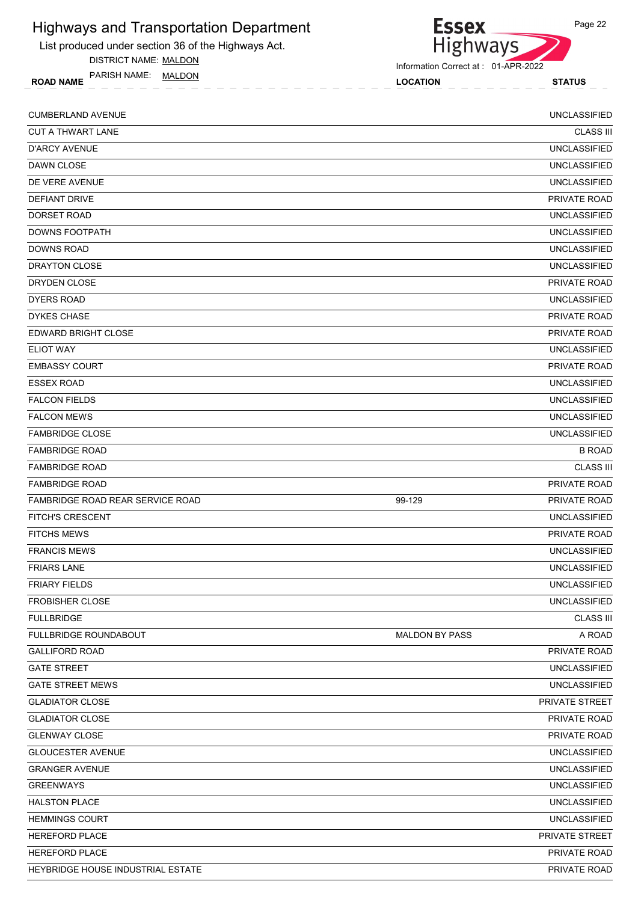# Highways and Transportation Department

List produced under section 36 of the Highways Act.

DISTRICT NAME: MALDON

PARISH NAME: MALDON

Information Correct at : 01-APR-2022

| ROAD NAME | LOCATION | STATUS |
|---|---|---|
| CUMBERLAND AVENUE | | UNCLASSIFIED |
| CUT A THWART LANE | | CLASS III |
| D'ARCY AVENUE | | UNCLASSIFIED |
| DAWN CLOSE | | UNCLASSIFIED |
| DE VERE AVENUE | | UNCLASSIFIED |
| DEFIANT DRIVE | | PRIVATE ROAD |
| DORSET ROAD | | UNCLASSIFIED |
| DOWNS FOOTPATH | | UNCLASSIFIED |
| DOWNS ROAD | | UNCLASSIFIED |
| DRAYTON CLOSE | | UNCLASSIFIED |
| DRYDEN CLOSE | | PRIVATE ROAD |
| DYERS ROAD | | UNCLASSIFIED |
| DYKES CHASE | | PRIVATE ROAD |
| EDWARD BRIGHT CLOSE | | PRIVATE ROAD |
| ELIOT WAY | | UNCLASSIFIED |
| EMBASSY COURT | | PRIVATE ROAD |
| ESSEX ROAD | | UNCLASSIFIED |
| FALCON FIELDS | | UNCLASSIFIED |
| FALCON MEWS | | UNCLASSIFIED |
| FAMBRIDGE CLOSE | | UNCLASSIFIED |
| FAMBRIDGE ROAD | | B ROAD |
| FAMBRIDGE ROAD | | CLASS III |
| FAMBRIDGE ROAD | | PRIVATE ROAD |
| FAMBRIDGE ROAD REAR SERVICE ROAD | 99-129 | PRIVATE ROAD |
| FITCH'S CRESCENT | | UNCLASSIFIED |
| FITCHS MEWS | | PRIVATE ROAD |
| FRANCIS MEWS | | UNCLASSIFIED |
| FRIARS LANE | | UNCLASSIFIED |
| FRIARY FIELDS | | UNCLASSIFIED |
| FROBISHER CLOSE | | UNCLASSIFIED |
| FULLBRIDGE | | CLASS III |
| FULLBRIDGE ROUNDABOUT | MALDON BY PASS | A ROAD |
| GALLIFORD ROAD | | PRIVATE ROAD |
| GATE STREET | | UNCLASSIFIED |
| GATE STREET MEWS | | UNCLASSIFIED |
| GLADIATOR CLOSE | | PRIVATE STREET |
| GLADIATOR CLOSE | | PRIVATE ROAD |
| GLENWAY CLOSE | | PRIVATE ROAD |
| GLOUCESTER AVENUE | | UNCLASSIFIED |
| GRANGER AVENUE | | UNCLASSIFIED |
| GREENWAYS | | UNCLASSIFIED |
| HALSTON PLACE | | UNCLASSIFIED |
| HEMMINGS COURT | | UNCLASSIFIED |
| HEREFORD PLACE | | PRIVATE STREET |
| HEREFORD PLACE | | PRIVATE ROAD |
| HEYBRIDGE HOUSE INDUSTRIAL ESTATE | | PRIVATE ROAD |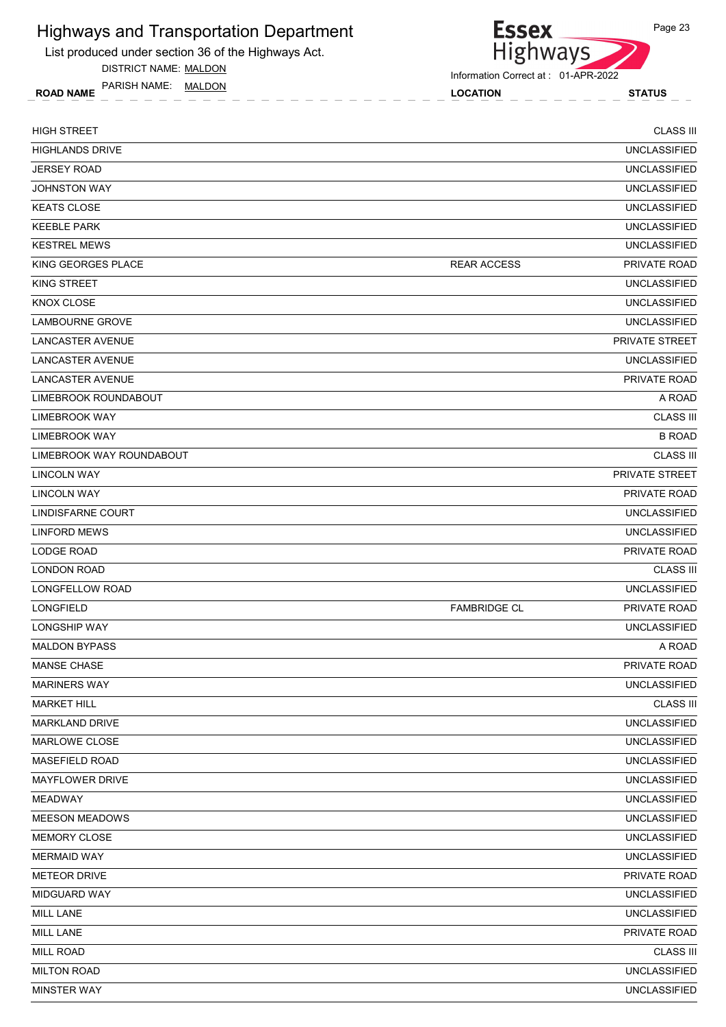# Highways and Transportation Department

List produced under section 36 of the Highways Act.

DISTRICT NAME: MALDON

PARISH NAME: MALDON

Information Correct at : 01-APR-2022

| ROAD NAME | LOCATION | STATUS |
|---|---|---|
| HIGH STREET | | CLASS III |
| HIGHLANDS DRIVE | | UNCLASSIFIED |
| JERSEY ROAD | | UNCLASSIFIED |
| JOHNSTON WAY | | UNCLASSIFIED |
| KEATS CLOSE | | UNCLASSIFIED |
| KEEBLE PARK | | UNCLASSIFIED |
| KESTREL MEWS | | UNCLASSIFIED |
| KING GEORGES PLACE | REAR ACCESS | PRIVATE ROAD |
| KING STREET | | UNCLASSIFIED |
| KNOX CLOSE | | UNCLASSIFIED |
| LAMBOURNE GROVE | | UNCLASSIFIED |
| LANCASTER AVENUE | | PRIVATE STREET |
| LANCASTER AVENUE | | UNCLASSIFIED |
| LANCASTER AVENUE | | PRIVATE ROAD |
| LIMEBROOK ROUNDABOUT | | A ROAD |
| LIMEBROOK WAY | | CLASS III |
| LIMEBROOK WAY | | B ROAD |
| LIMEBROOK WAY ROUNDABOUT | | CLASS III |
| LINCOLN WAY | | PRIVATE STREET |
| LINCOLN WAY | | PRIVATE ROAD |
| LINDISFARNE COURT | | UNCLASSIFIED |
| LINFORD MEWS | | UNCLASSIFIED |
| LODGE ROAD | | PRIVATE ROAD |
| LONDON ROAD | | CLASS III |
| LONGFELLOW ROAD | | UNCLASSIFIED |
| LONGFIELD | FAMBRIDGE CL | PRIVATE ROAD |
| LONGSHIP WAY | | UNCLASSIFIED |
| MALDON BYPASS | | A ROAD |
| MANSE CHASE | | PRIVATE ROAD |
| MARINERS WAY | | UNCLASSIFIED |
| MARKET HILL | | CLASS III |
| MARKLAND DRIVE | | UNCLASSIFIED |
| MARLOWE CLOSE | | UNCLASSIFIED |
| MASEFIELD ROAD | | UNCLASSIFIED |
| MAYFLOWER DRIVE | | UNCLASSIFIED |
| MEADWAY | | UNCLASSIFIED |
| MEESON MEADOWS | | UNCLASSIFIED |
| MEMORY CLOSE | | UNCLASSIFIED |
| MERMAID WAY | | UNCLASSIFIED |
| METEOR DRIVE | | PRIVATE ROAD |
| MIDGUARD WAY | | UNCLASSIFIED |
| MILL LANE | | UNCLASSIFIED |
| MILL LANE | | PRIVATE ROAD |
| MILL ROAD | | CLASS III |
| MILTON ROAD | | UNCLASSIFIED |
| MINSTER WAY | | UNCLASSIFIED |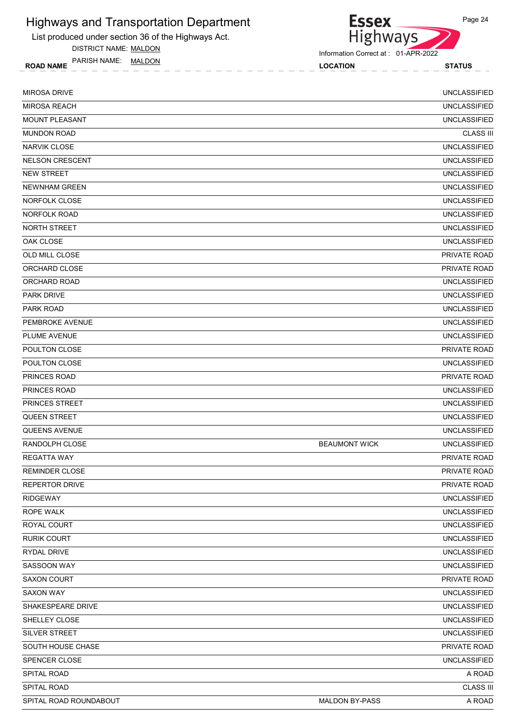# Highways and Transportation Department

List produced under section 36 of the Highways Act.

DISTRICT NAME: MALDON

PARISH NAME: MALDON

Information Correct at : 01-APR-2022

| ROAD NAME | LOCATION | STATUS |
|---|---|---|
| MIROSA DRIVE | | UNCLASSIFIED |
| MIROSA REACH | | UNCLASSIFIED |
| MOUNT PLEASANT | | UNCLASSIFIED |
| MUNDON ROAD | | CLASS III |
| NARVIK CLOSE | | UNCLASSIFIED |
| NELSON CRESCENT | | UNCLASSIFIED |
| NEW STREET | | UNCLASSIFIED |
| NEWNHAM GREEN | | UNCLASSIFIED |
| NORFOLK CLOSE | | UNCLASSIFIED |
| NORFOLK ROAD | | UNCLASSIFIED |
| NORTH STREET | | UNCLASSIFIED |
| OAK CLOSE | | UNCLASSIFIED |
| OLD MILL CLOSE | | PRIVATE ROAD |
| ORCHARD CLOSE | | PRIVATE ROAD |
| ORCHARD ROAD | | UNCLASSIFIED |
| PARK DRIVE | | UNCLASSIFIED |
| PARK ROAD | | UNCLASSIFIED |
| PEMBROKE AVENUE | | UNCLASSIFIED |
| PLUME AVENUE | | UNCLASSIFIED |
| POULTON CLOSE | | PRIVATE ROAD |
| POULTON CLOSE | | UNCLASSIFIED |
| PRINCES ROAD | | PRIVATE ROAD |
| PRINCES ROAD | | UNCLASSIFIED |
| PRINCES STREET | | UNCLASSIFIED |
| QUEEN STREET | | UNCLASSIFIED |
| QUEENS AVENUE | | UNCLASSIFIED |
| RANDOLPH CLOSE | BEAUMONT WICK | UNCLASSIFIED |
| REGATTA WAY | | PRIVATE ROAD |
| REMINDER CLOSE | | PRIVATE ROAD |
| REPERTOR DRIVE | | PRIVATE ROAD |
| RIDGEWAY | | UNCLASSIFIED |
| ROPE WALK | | UNCLASSIFIED |
| ROYAL COURT | | UNCLASSIFIED |
| RURIK COURT | | UNCLASSIFIED |
| RYDAL DRIVE | | UNCLASSIFIED |
| SASSOON WAY | | UNCLASSIFIED |
| SAXON COURT | | PRIVATE ROAD |
| SAXON WAY | | UNCLASSIFIED |
| SHAKESPEARE DRIVE | | UNCLASSIFIED |
| SHELLEY CLOSE | | UNCLASSIFIED |
| SILVER STREET | | UNCLASSIFIED |
| SOUTH HOUSE CHASE | | PRIVATE ROAD |
| SPENCER CLOSE | | UNCLASSIFIED |
| SPITAL ROAD | | A ROAD |
| SPITAL ROAD | | CLASS III |
| SPITAL ROAD ROUNDABOUT | MALDON BY-PASS | A ROAD |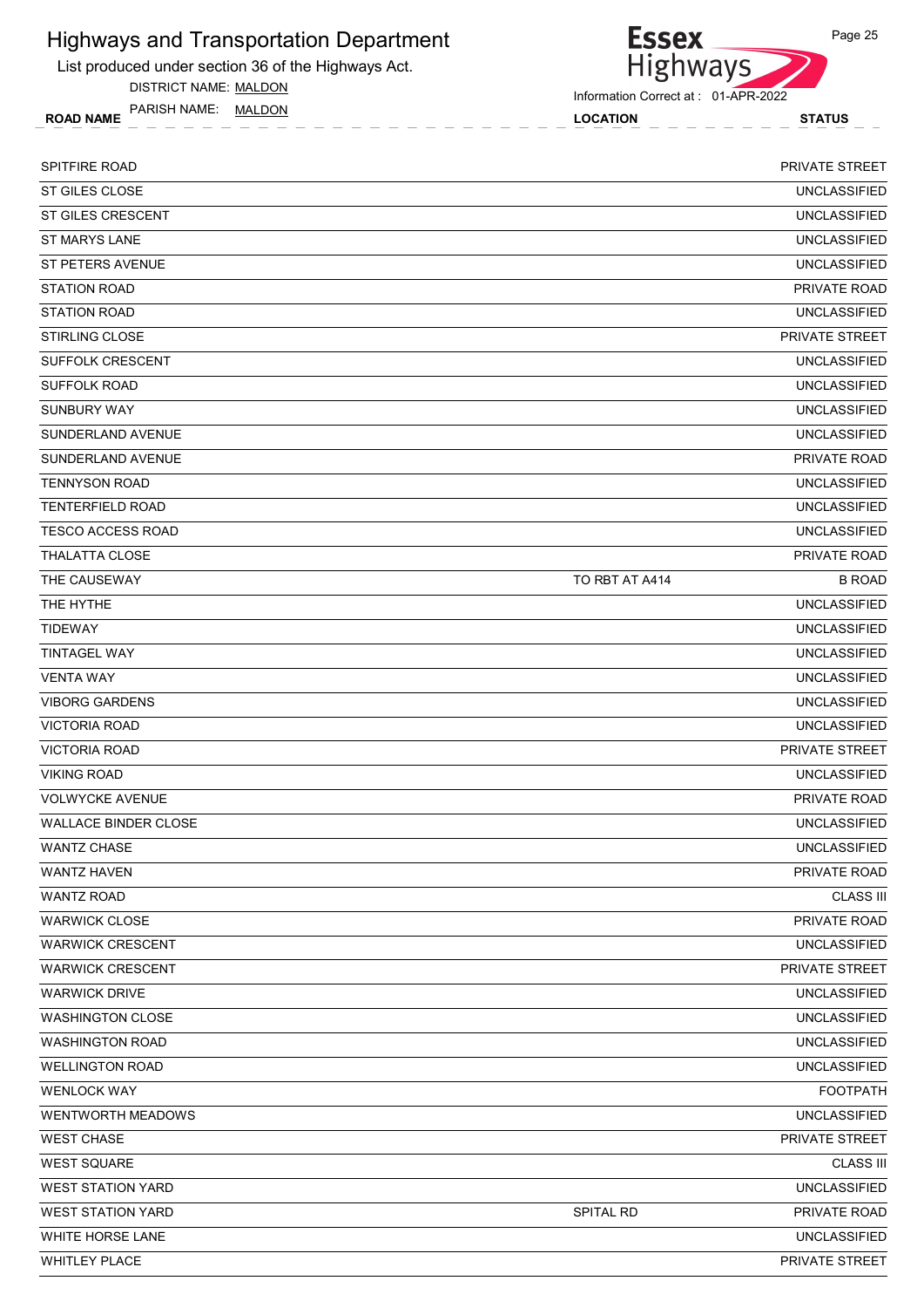# Highways and Transportation Department

List produced under section 36 of the Highways Act.

DISTRICT NAME: MALDON

PARISH NAME: MALDON

Information Correct at : 01-APR-2022

| ROAD NAME | LOCATION | STATUS |
|---|---|---|
| SPITFIRE ROAD | | PRIVATE STREET |
| ST GILES CLOSE | | UNCLASSIFIED |
| ST GILES CRESCENT | | UNCLASSIFIED |
| ST MARYS LANE | | UNCLASSIFIED |
| ST PETERS AVENUE | | UNCLASSIFIED |
| STATION ROAD | | PRIVATE ROAD |
| STATION ROAD | | UNCLASSIFIED |
| STIRLING CLOSE | | PRIVATE STREET |
| SUFFOLK CRESCENT | | UNCLASSIFIED |
| SUFFOLK ROAD | | UNCLASSIFIED |
| SUNBURY WAY | | UNCLASSIFIED |
| SUNDERLAND AVENUE | | UNCLASSIFIED |
| SUNDERLAND AVENUE | | PRIVATE ROAD |
| TENNYSON ROAD | | UNCLASSIFIED |
| TENTERFIELD ROAD | | UNCLASSIFIED |
| TESCO ACCESS ROAD | | UNCLASSIFIED |
| THALATTA CLOSE | | PRIVATE ROAD |
| THE CAUSEWAY | TO RBT AT A414 | B ROAD |
| THE HYTHE | | UNCLASSIFIED |
| TIDEWAY | | UNCLASSIFIED |
| TINTAGEL WAY | | UNCLASSIFIED |
| VENTA WAY | | UNCLASSIFIED |
| VIBORG GARDENS | | UNCLASSIFIED |
| VICTORIA ROAD | | UNCLASSIFIED |
| VICTORIA ROAD | | PRIVATE STREET |
| VIKING ROAD | | UNCLASSIFIED |
| VOLWYCKE AVENUE | | PRIVATE ROAD |
| WALLACE BINDER CLOSE | | UNCLASSIFIED |
| WANTZ CHASE | | UNCLASSIFIED |
| WANTZ HAVEN | | PRIVATE ROAD |
| WANTZ ROAD | | CLASS III |
| WARWICK CLOSE | | PRIVATE ROAD |
| WARWICK CRESCENT | | UNCLASSIFIED |
| WARWICK CRESCENT | | PRIVATE STREET |
| WARWICK DRIVE | | UNCLASSIFIED |
| WASHINGTON CLOSE | | UNCLASSIFIED |
| WASHINGTON ROAD | | UNCLASSIFIED |
| WELLINGTON ROAD | | UNCLASSIFIED |
| WENLOCK WAY | | FOOTPATH |
| WENTWORTH MEADOWS | | UNCLASSIFIED |
| WEST CHASE | | PRIVATE STREET |
| WEST SQUARE | | CLASS III |
| WEST STATION YARD | | UNCLASSIFIED |
| WEST STATION YARD | SPITAL RD | PRIVATE ROAD |
| WHITE HORSE LANE | | UNCLASSIFIED |
| WHITLEY PLACE | | PRIVATE STREET |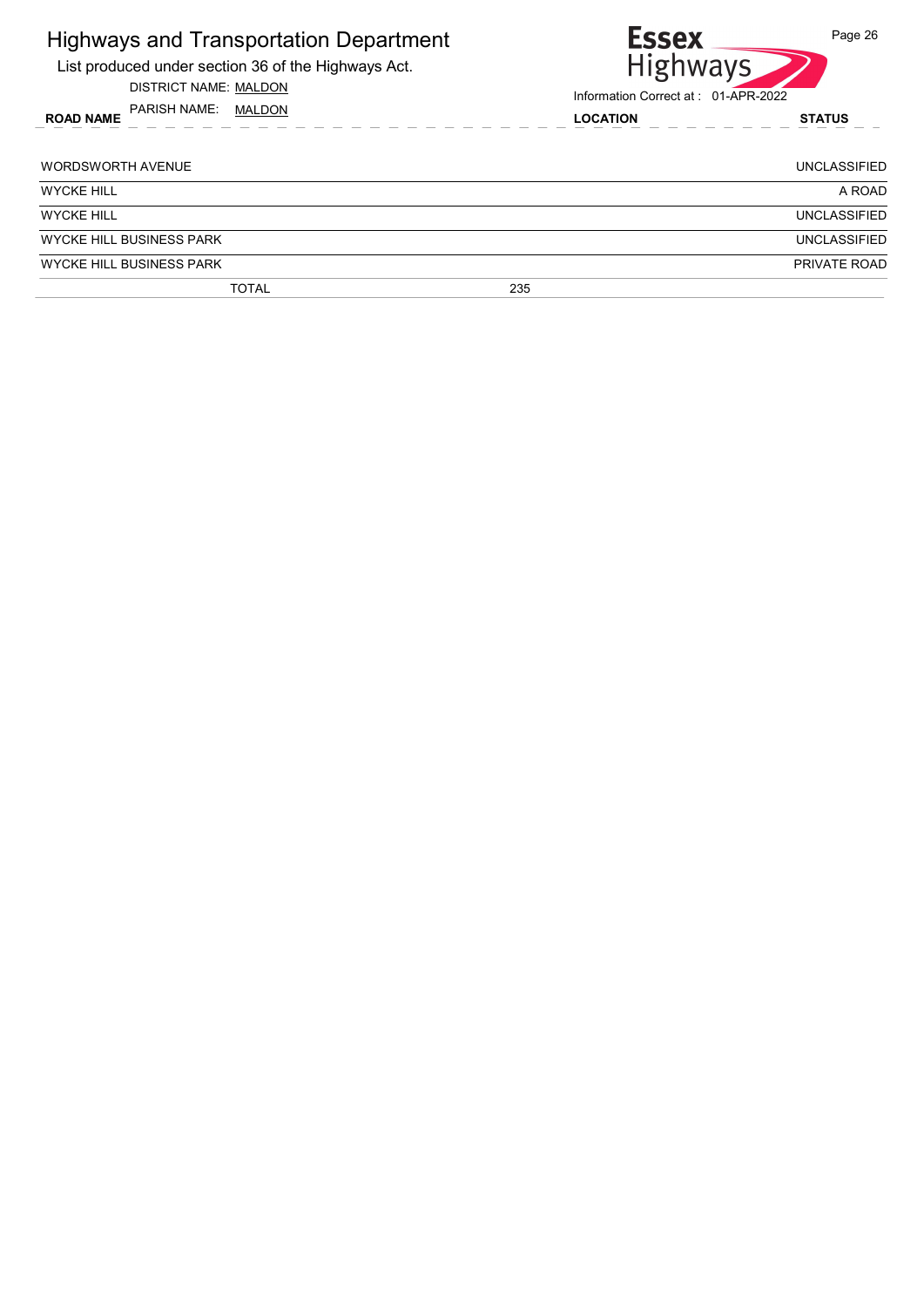# Highways and Transportation Department

List produced under section 36 of the Highways Act.

DISTRICT NAME: MALDON

PARISH NAME: MALDON

Information Correct at : 01-APR-2022

| ROAD NAME | LOCATION | STATUS |
|---|---|---|
| WORDSWORTH AVENUE | | UNCLASSIFIED |
| WYCKE HILL | | A ROAD |
| WYCKE HILL | | UNCLASSIFIED |
| WYCKE HILL BUSINESS PARK | | UNCLASSIFIED |
| WYCKE HILL BUSINESS PARK | | PRIVATE ROAD |
| TOTAL | 235 | |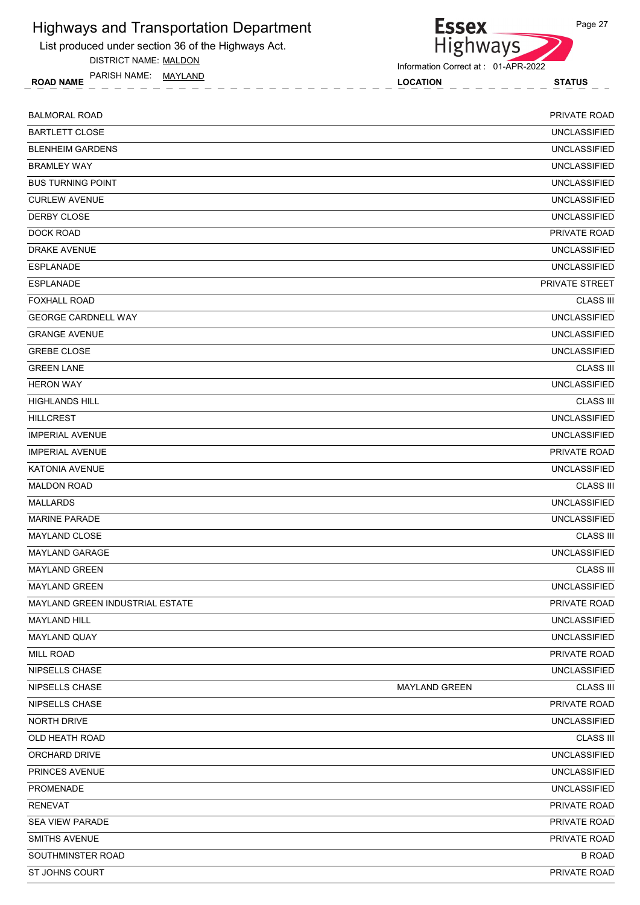# Highways and Transportation Department

List produced under section 36 of the Highways Act.

DISTRICT NAME: MALDON

PARISH NAME: MAYLAND

Information Correct at : 01-APR-2022

| ROAD NAME | LOCATION | STATUS |
|---|---|---|
| BALMORAL ROAD | | PRIVATE ROAD |
| BARTLETT CLOSE | | UNCLASSIFIED |
| BLENHEIM GARDENS | | UNCLASSIFIED |
| BRAMLEY WAY | | UNCLASSIFIED |
| BUS TURNING POINT | | UNCLASSIFIED |
| CURLEW AVENUE | | UNCLASSIFIED |
| DERBY CLOSE | | UNCLASSIFIED |
| DOCK ROAD | | PRIVATE ROAD |
| DRAKE AVENUE | | UNCLASSIFIED |
| ESPLANADE | | UNCLASSIFIED |
| ESPLANADE | | PRIVATE STREET |
| FOXHALL ROAD | | CLASS III |
| GEORGE CARDNELL WAY | | UNCLASSIFIED |
| GRANGE AVENUE | | UNCLASSIFIED |
| GREBE CLOSE | | UNCLASSIFIED |
| GREEN LANE | | CLASS III |
| HERON WAY | | UNCLASSIFIED |
| HIGHLANDS HILL | | CLASS III |
| HILLCREST | | UNCLASSIFIED |
| IMPERIAL AVENUE | | UNCLASSIFIED |
| IMPERIAL AVENUE | | PRIVATE ROAD |
| KATONIA AVENUE | | UNCLASSIFIED |
| MALDON ROAD | | CLASS III |
| MALLARDS | | UNCLASSIFIED |
| MARINE PARADE | | UNCLASSIFIED |
| MAYLAND CLOSE | | CLASS III |
| MAYLAND GARAGE | | UNCLASSIFIED |
| MAYLAND GREEN | | CLASS III |
| MAYLAND GREEN | | UNCLASSIFIED |
| MAYLAND GREEN INDUSTRIAL ESTATE | | PRIVATE ROAD |
| MAYLAND HILL | | UNCLASSIFIED |
| MAYLAND QUAY | | UNCLASSIFIED |
| MILL ROAD | | PRIVATE ROAD |
| NIPSELLS CHASE | | UNCLASSIFIED |
| NIPSELLS CHASE | MAYLAND GREEN | CLASS III |
| NIPSELLS CHASE | | PRIVATE ROAD |
| NORTH DRIVE | | UNCLASSIFIED |
| OLD HEATH ROAD | | CLASS III |
| ORCHARD DRIVE | | UNCLASSIFIED |
| PRINCES AVENUE | | UNCLASSIFIED |
| PROMENADE | | UNCLASSIFIED |
| RENEVAT | | PRIVATE ROAD |
| SEA VIEW PARADE | | PRIVATE ROAD |
| SMITHS AVENUE | | PRIVATE ROAD |
| SOUTHMINSTER ROAD | | B ROAD |
| ST JOHNS COURT | | PRIVATE ROAD |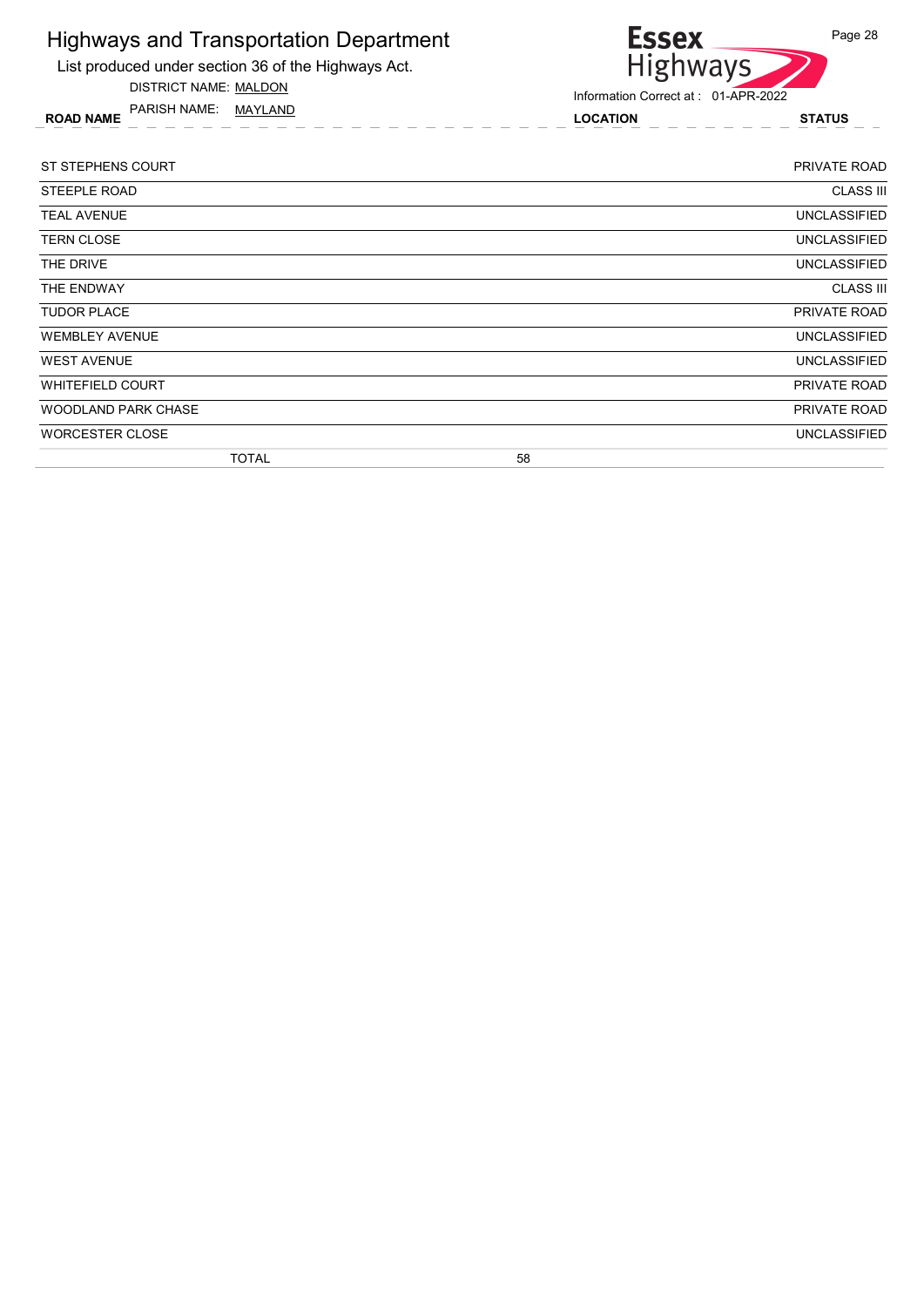# Highways and Transportation Department

List produced under section 36 of the Highways Act.

DISTRICT NAME: MALDON

PARISH NAME: MAYLAND

Information Correct at : 01-APR-2022

| ROAD NAME | LOCATION | STATUS |
|---|---|---|
| ST STEPHENS COURT | | PRIVATE ROAD |
| STEEPLE ROAD | | CLASS III |
| TEAL AVENUE | | UNCLASSIFIED |
| TERN CLOSE | | UNCLASSIFIED |
| THE DRIVE | | UNCLASSIFIED |
| THE ENDWAY | | CLASS III |
| TUDOR PLACE | | PRIVATE ROAD |
| WEMBLEY AVENUE | | UNCLASSIFIED |
| WEST AVENUE | | UNCLASSIFIED |
| WHITEFIELD COURT | | PRIVATE ROAD |
| WOODLAND PARK CHASE | | PRIVATE ROAD |
| WORCESTER CLOSE | | UNCLASSIFIED |
| TOTAL | 58 | |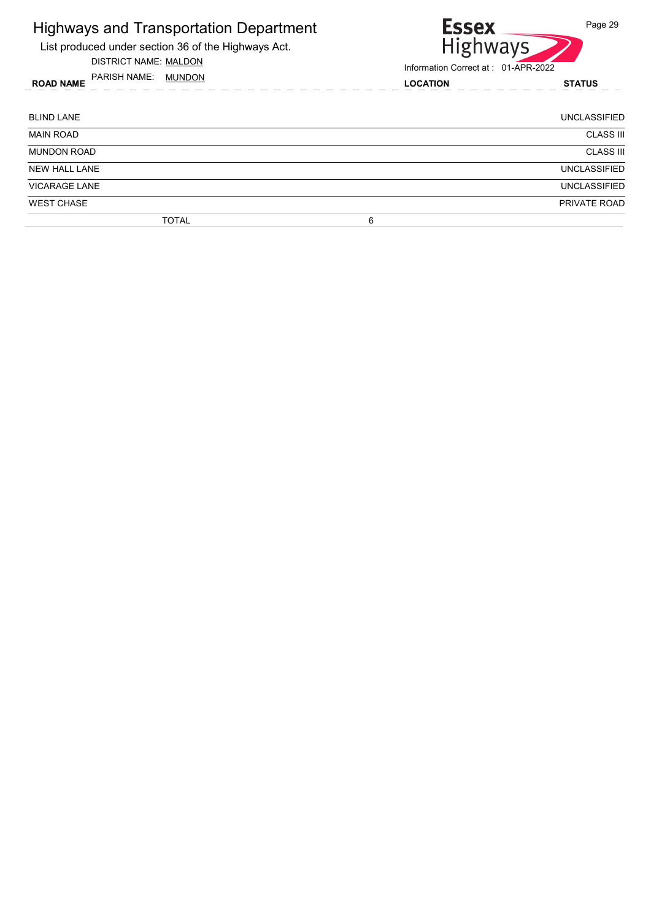# Highways and Transportation Department

List produced under section 36 of the Highways Act.

DISTRICT NAME: MALDON

PARISH NAME: MUNDON

Essex Highways

Information Correct at : 01-APR-2022

| ROAD NAME | LOCATION | STATUS |
|---|---|---|
| BLIND LANE | | UNCLASSIFIED |
| MAIN ROAD | | CLASS III |
| MUNDON ROAD | | CLASS III |
| NEW HALL LANE | | UNCLASSIFIED |
| VICARAGE LANE | | UNCLASSIFIED |
| WEST CHASE | | PRIVATE ROAD |
| TOTAL | 6 | |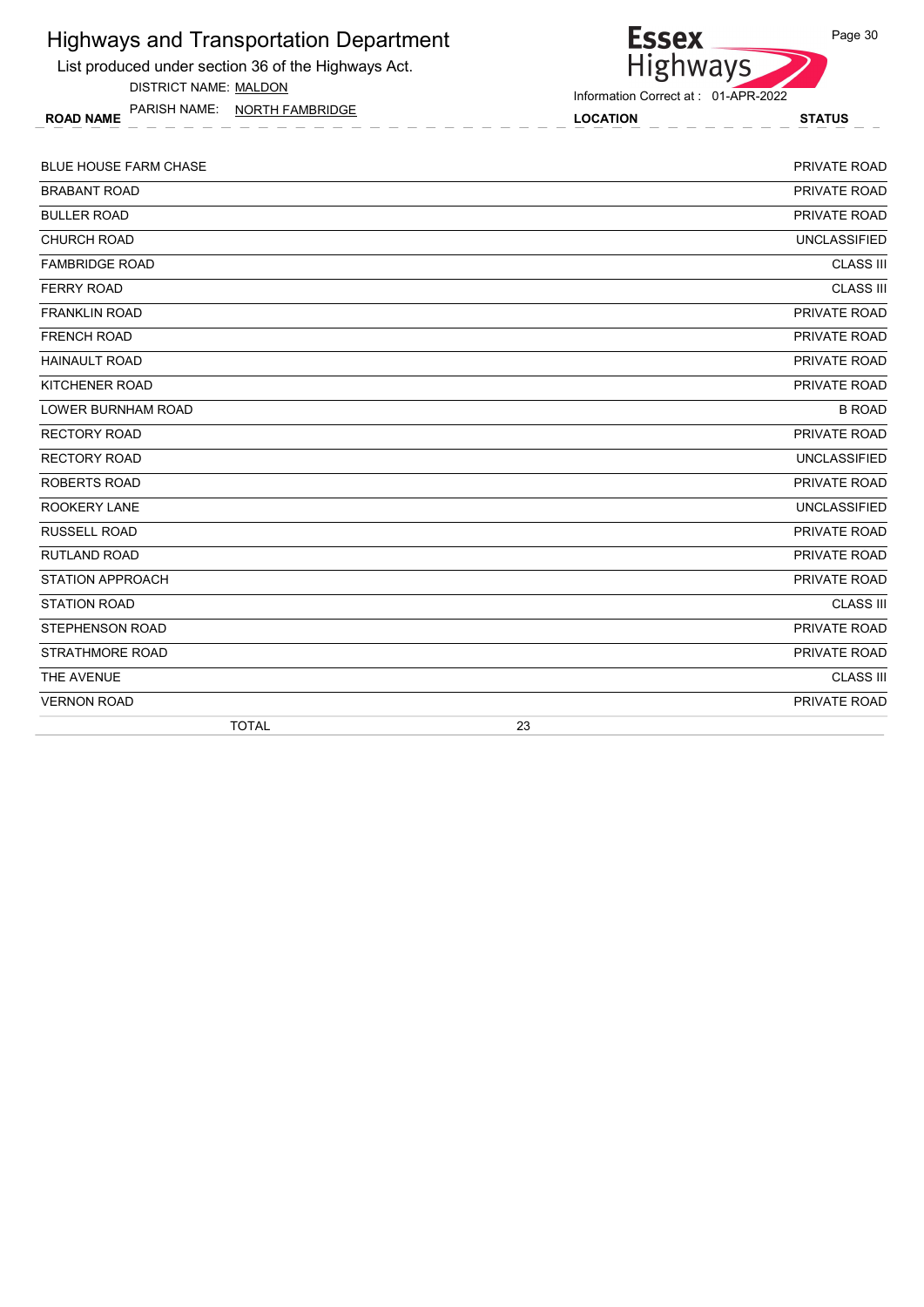# Highways and Transportation Department

List produced under section 36 of the Highways Act.

DISTRICT NAME: MALDON

PARISH NAME: NORTH FAMBRIDGE

Information Correct at : 01-APR-2022

| ROAD NAME | LOCATION | STATUS |
|---|---|---|
| BLUE HOUSE FARM CHASE | | PRIVATE ROAD |
| BRABANT ROAD | | PRIVATE ROAD |
| BULLER ROAD | | PRIVATE ROAD |
| CHURCH ROAD | | UNCLASSIFIED |
| FAMBRIDGE ROAD | | CLASS III |
| FERRY ROAD | | CLASS III |
| FRANKLIN ROAD | | PRIVATE ROAD |
| FRENCH ROAD | | PRIVATE ROAD |
| HAINAULT ROAD | | PRIVATE ROAD |
| KITCHENER ROAD | | PRIVATE ROAD |
| LOWER BURNHAM ROAD | | B ROAD |
| RECTORY ROAD | | PRIVATE ROAD |
| RECTORY ROAD | | UNCLASSIFIED |
| ROBERTS ROAD | | PRIVATE ROAD |
| ROOKERY LANE | | UNCLASSIFIED |
| RUSSELL ROAD | | PRIVATE ROAD |
| RUTLAND ROAD | | PRIVATE ROAD |
| STATION APPROACH | | PRIVATE ROAD |
| STATION ROAD | | CLASS III |
| STEPHENSON ROAD | | PRIVATE ROAD |
| STRATHMORE ROAD | | PRIVATE ROAD |
| THE AVENUE | | CLASS III |
| VERNON ROAD | | PRIVATE ROAD |
| TOTAL | 23 | |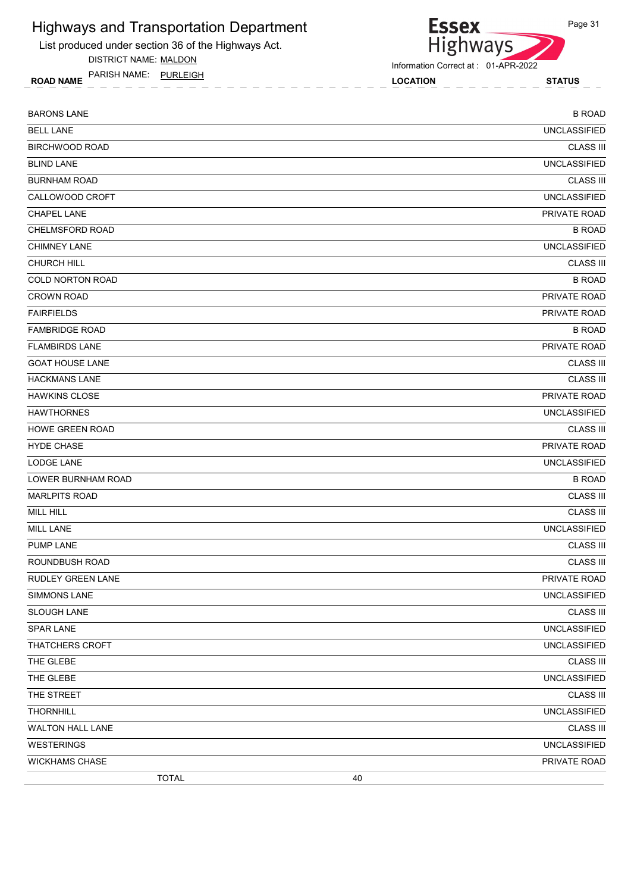# Highways and Transportation Department

List produced under section 36 of the Highways Act.

DISTRICT NAME: MALDON

PARISH NAME: PURLEIGH

Information Correct at : 01-APR-2022

| ROAD NAME | LOCATION | STATUS |
|---|---|---|
| BARONS LANE | | B ROAD |
| BELL LANE | | UNCLASSIFIED |
| BIRCHWOOD ROAD | | CLASS III |
| BLIND LANE | | UNCLASSIFIED |
| BURNHAM ROAD | | CLASS III |
| CALLOWOOD CROFT | | UNCLASSIFIED |
| CHAPEL LANE | | PRIVATE ROAD |
| CHELMSFORD ROAD | | B ROAD |
| CHIMNEY LANE | | UNCLASSIFIED |
| CHURCH HILL | | CLASS III |
| COLD NORTON ROAD | | B ROAD |
| CROWN ROAD | | PRIVATE ROAD |
| FAIRFIELDS | | PRIVATE ROAD |
| FAMBRIDGE ROAD | | B ROAD |
| FLAMBIRDS LANE | | PRIVATE ROAD |
| GOAT HOUSE LANE | | CLASS III |
| HACKMANS LANE | | CLASS III |
| HAWKINS CLOSE | | PRIVATE ROAD |
| HAWTHORNES | | UNCLASSIFIED |
| HOWE GREEN ROAD | | CLASS III |
| HYDE CHASE | | PRIVATE ROAD |
| LODGE LANE | | UNCLASSIFIED |
| LOWER BURNHAM ROAD | | B ROAD |
| MARLPITS ROAD | | CLASS III |
| MILL HILL | | CLASS III |
| MILL LANE | | UNCLASSIFIED |
| PUMP LANE | | CLASS III |
| ROUNDBUSH ROAD | | CLASS III |
| RUDLEY GREEN LANE | | PRIVATE ROAD |
| SIMMONS LANE | | UNCLASSIFIED |
| SLOUGH LANE | | CLASS III |
| SPAR LANE | | UNCLASSIFIED |
| THATCHERS CROFT | | UNCLASSIFIED |
| THE GLEBE | | CLASS III |
| THE GLEBE | | UNCLASSIFIED |
| THE STREET | | CLASS III |
| THORNHILL | | UNCLASSIFIED |
| WALTON HALL LANE | | CLASS III |
| WESTERINGS | | UNCLASSIFIED |
| WICKHAMS CHASE | | PRIVATE ROAD |
| TOTAL | 40 | |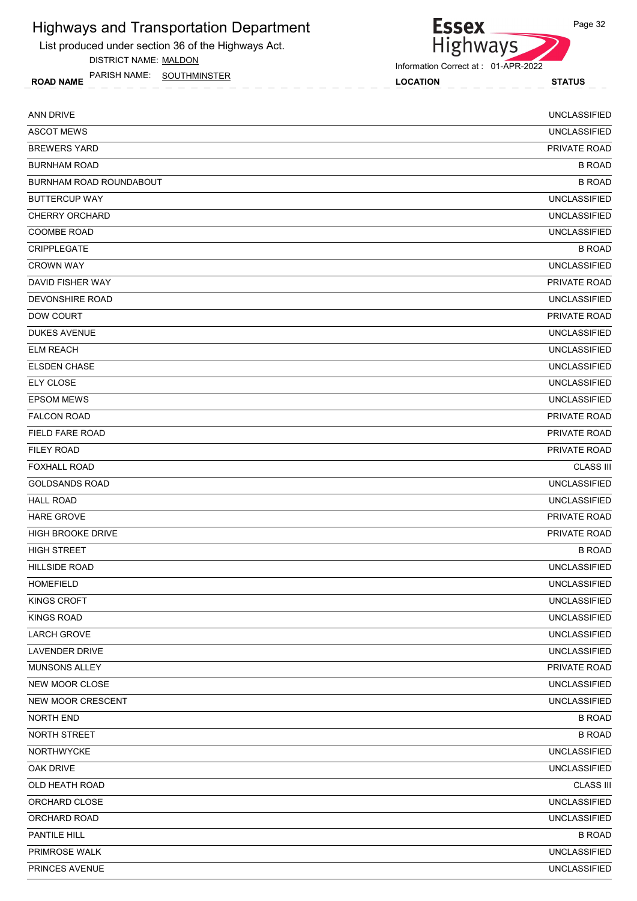# Highways and Transportation Department

List produced under section 36 of the Highways Act.

DISTRICT NAME: MALDON

PARISH NAME: SOUTHMINSTER

Information Correct at : 01-APR-2022

| ROAD NAME | LOCATION | STATUS |
|---|---|---|
| ANN DRIVE | | UNCLASSIFIED |
| ASCOT MEWS | | UNCLASSIFIED |
| BREWERS YARD | | PRIVATE ROAD |
| BURNHAM ROAD | | B ROAD |
| BURNHAM ROAD ROUNDABOUT | | B ROAD |
| BUTTERCUP WAY | | UNCLASSIFIED |
| CHERRY ORCHARD | | UNCLASSIFIED |
| COOMBE ROAD | | UNCLASSIFIED |
| CRIPPLEGATE | | B ROAD |
| CROWN WAY | | UNCLASSIFIED |
| DAVID FISHER WAY | | PRIVATE ROAD |
| DEVONSHIRE ROAD | | UNCLASSIFIED |
| DOW COURT | | PRIVATE ROAD |
| DUKES AVENUE | | UNCLASSIFIED |
| ELM REACH | | UNCLASSIFIED |
| ELSDEN CHASE | | UNCLASSIFIED |
| ELY CLOSE | | UNCLASSIFIED |
| EPSOM MEWS | | UNCLASSIFIED |
| FALCON ROAD | | PRIVATE ROAD |
| FIELD FARE ROAD | | PRIVATE ROAD |
| FILEY ROAD | | PRIVATE ROAD |
| FOXHALL ROAD | | CLASS III |
| GOLDSANDS ROAD | | UNCLASSIFIED |
| HALL ROAD | | UNCLASSIFIED |
| HARE GROVE | | PRIVATE ROAD |
| HIGH BROOKE DRIVE | | PRIVATE ROAD |
| HIGH STREET | | B ROAD |
| HILLSIDE ROAD | | UNCLASSIFIED |
| HOMEFIELD | | UNCLASSIFIED |
| KINGS CROFT | | UNCLASSIFIED |
| KINGS ROAD | | UNCLASSIFIED |
| LARCH GROVE | | UNCLASSIFIED |
| LAVENDER DRIVE | | UNCLASSIFIED |
| MUNSONS ALLEY | | PRIVATE ROAD |
| NEW MOOR CLOSE | | UNCLASSIFIED |
| NEW MOOR CRESCENT | | UNCLASSIFIED |
| NORTH END | | B ROAD |
| NORTH STREET | | B ROAD |
| NORTHWYCKE | | UNCLASSIFIED |
| OAK DRIVE | | UNCLASSIFIED |
| OLD HEATH ROAD | | CLASS III |
| ORCHARD CLOSE | | UNCLASSIFIED |
| ORCHARD ROAD | | UNCLASSIFIED |
| PANTILE HILL | | B ROAD |
| PRIMROSE WALK | | UNCLASSIFIED |
| PRINCES AVENUE | | UNCLASSIFIED |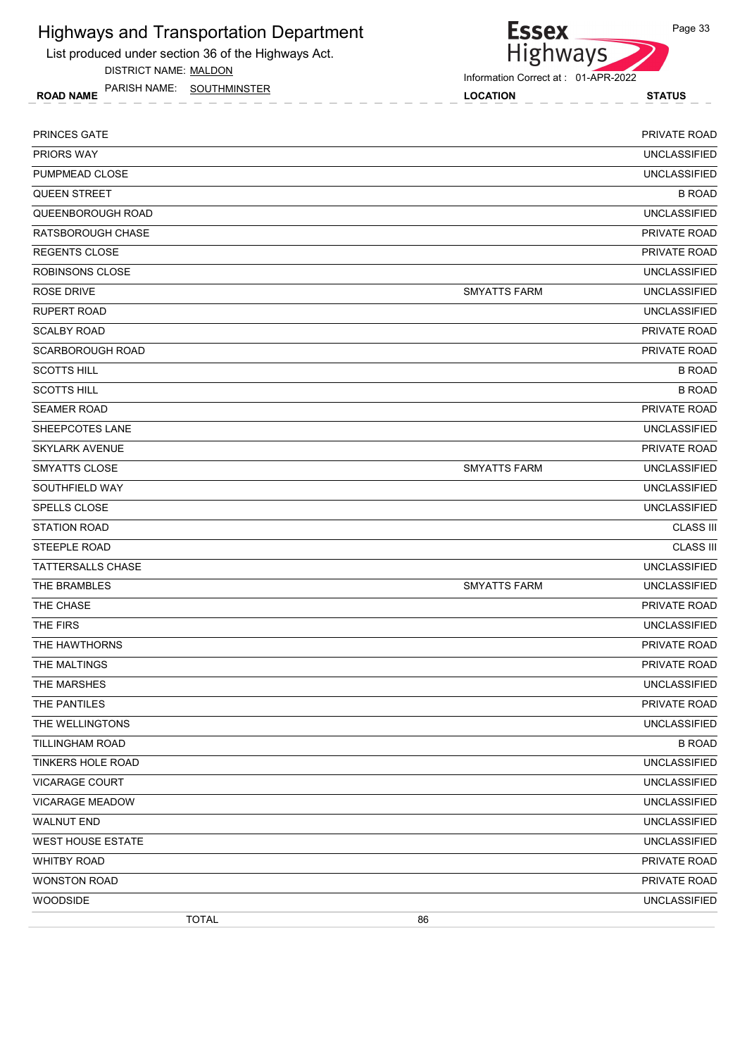# Highways and Transportation Department

List produced under section 36 of the Highways Act.

DISTRICT NAME: MALDON

PARISH NAME: SOUTHMINSTER

Information Correct at : 01-APR-2022

| ROAD NAME | LOCATION | STATUS |
|---|---|---|
| PRINCES GATE | | PRIVATE ROAD |
| PRIORS WAY | | UNCLASSIFIED |
| PUMPMEAD CLOSE | | UNCLASSIFIED |
| QUEEN STREET | | B ROAD |
| QUEENBOROUGH ROAD | | UNCLASSIFIED |
| RATSBOROUGH CHASE | | PRIVATE ROAD |
| REGENTS CLOSE | | PRIVATE ROAD |
| ROBINSONS CLOSE | | UNCLASSIFIED |
| ROSE DRIVE | SMYATTS FARM | UNCLASSIFIED |
| RUPERT ROAD | | UNCLASSIFIED |
| SCALBY ROAD | | PRIVATE ROAD |
| SCARBOROUGH ROAD | | PRIVATE ROAD |
| SCOTTS HILL | | B ROAD |
| SCOTTS HILL | | B ROAD |
| SEAMER ROAD | | PRIVATE ROAD |
| SHEEPCOTES LANE | | UNCLASSIFIED |
| SKYLARK AVENUE | | PRIVATE ROAD |
| SMYATTS CLOSE | SMYATTS FARM | UNCLASSIFIED |
| SOUTHFIELD WAY | | UNCLASSIFIED |
| SPELLS CLOSE | | UNCLASSIFIED |
| STATION ROAD | | CLASS III |
| STEEPLE ROAD | | CLASS III |
| TATTERSALLS CHASE | | UNCLASSIFIED |
| THE BRAMBLES | SMYATTS FARM | UNCLASSIFIED |
| THE CHASE | | PRIVATE ROAD |
| THE FIRS | | UNCLASSIFIED |
| THE HAWTHORNS | | PRIVATE ROAD |
| THE MALTINGS | | PRIVATE ROAD |
| THE MARSHES | | UNCLASSIFIED |
| THE PANTILES | | PRIVATE ROAD |
| THE WELLINGTONS | | UNCLASSIFIED |
| TILLINGHAM ROAD | | B ROAD |
| TINKERS HOLE ROAD | | UNCLASSIFIED |
| VICARAGE COURT | | UNCLASSIFIED |
| VICARAGE MEADOW | | UNCLASSIFIED |
| WALNUT END | | UNCLASSIFIED |
| WEST HOUSE ESTATE | | UNCLASSIFIED |
| WHITBY ROAD | | PRIVATE ROAD |
| WONSTON ROAD | | PRIVATE ROAD |
| WOODSIDE | | UNCLASSIFIED |
| TOTAL | 86 | |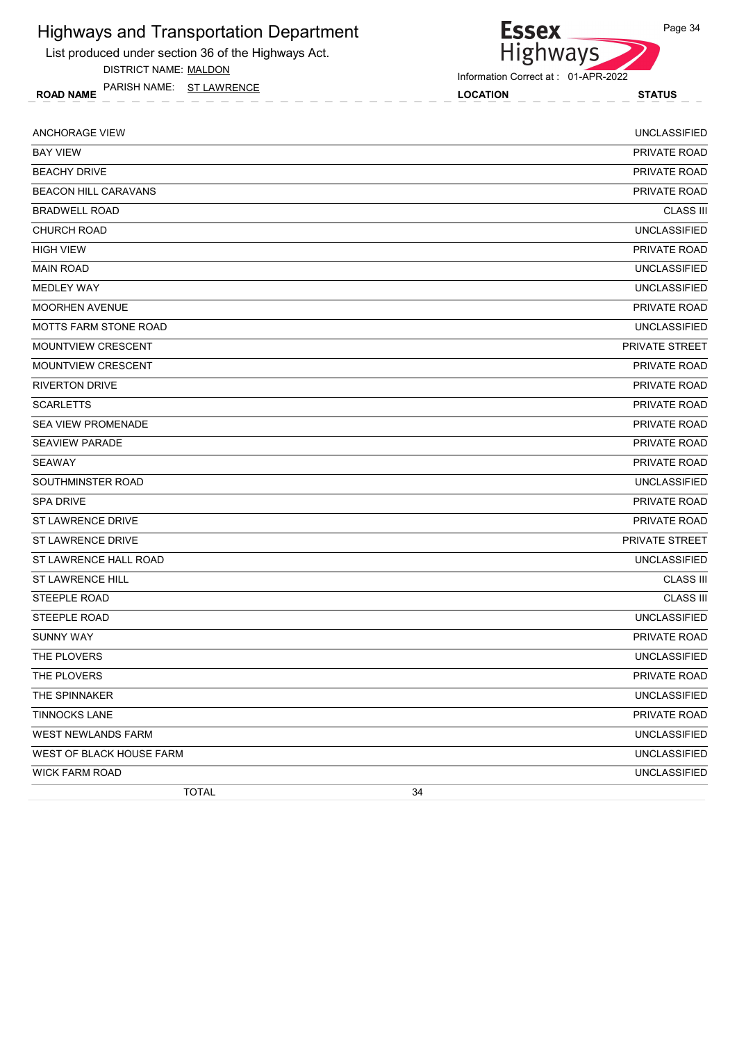# Highways and Transportation Department

List produced under section 36 of the Highways Act.

DISTRICT NAME: MALDON

PARISH NAME: ST LAWRENCE

Information Correct at : 01-APR-2022

| ROAD NAME | LOCATION | STATUS |
|---|---|---|
| ANCHORAGE VIEW | | UNCLASSIFIED |
| BAY VIEW | | PRIVATE ROAD |
| BEACHY DRIVE | | PRIVATE ROAD |
| BEACON HILL CARAVANS | | PRIVATE ROAD |
| BRADWELL ROAD | | CLASS III |
| CHURCH ROAD | | UNCLASSIFIED |
| HIGH VIEW | | PRIVATE ROAD |
| MAIN ROAD | | UNCLASSIFIED |
| MEDLEY WAY | | UNCLASSIFIED |
| MOORHEN AVENUE | | PRIVATE ROAD |
| MOTTS FARM STONE ROAD | | UNCLASSIFIED |
| MOUNTVIEW CRESCENT | | PRIVATE STREET |
| MOUNTVIEW CRESCENT | | PRIVATE ROAD |
| RIVERTON DRIVE | | PRIVATE ROAD |
| SCARLETTS | | PRIVATE ROAD |
| SEA VIEW PROMENADE | | PRIVATE ROAD |
| SEAVIEW PARADE | | PRIVATE ROAD |
| SEAWAY | | PRIVATE ROAD |
| SOUTHMINSTER ROAD | | UNCLASSIFIED |
| SPA DRIVE | | PRIVATE ROAD |
| ST LAWRENCE DRIVE | | PRIVATE ROAD |
| ST LAWRENCE DRIVE | | PRIVATE STREET |
| ST LAWRENCE HALL ROAD | | UNCLASSIFIED |
| ST LAWRENCE HILL | | CLASS III |
| STEEPLE ROAD | | CLASS III |
| STEEPLE ROAD | | UNCLASSIFIED |
| SUNNY WAY | | PRIVATE ROAD |
| THE PLOVERS | | UNCLASSIFIED |
| THE PLOVERS | | PRIVATE ROAD |
| THE SPINNAKER | | UNCLASSIFIED |
| TINNOCKS LANE | | PRIVATE ROAD |
| WEST NEWLANDS FARM | | UNCLASSIFIED |
| WEST OF BLACK HOUSE FARM | | UNCLASSIFIED |
| WICK FARM ROAD | | UNCLASSIFIED |
| TOTAL | 34 | |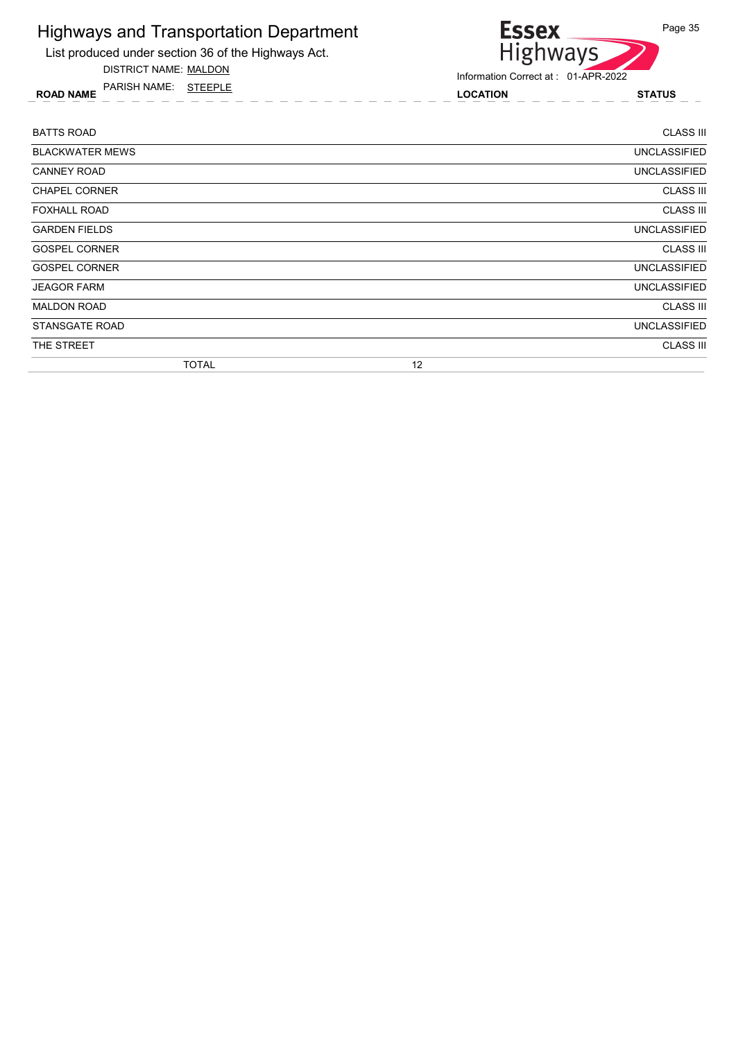# Highways and Transportation Department

List produced under section 36 of the Highways Act.

DISTRICT NAME: MALDON

PARISH NAME: STEEPLE

Information Correct at : 01-APR-2022

| ROAD NAME | LOCATION | STATUS |
|---|---|---|
| BATTS ROAD | | CLASS III |
| BLACKWATER MEWS | | UNCLASSIFIED |
| CANNEY ROAD | | UNCLASSIFIED |
| CHAPEL CORNER | | CLASS III |
| FOXHALL ROAD | | CLASS III |
| GARDEN FIELDS | | UNCLASSIFIED |
| GOSPEL CORNER | | CLASS III |
| GOSPEL CORNER | | UNCLASSIFIED |
| JEAGOR FARM | | UNCLASSIFIED |
| MALDON ROAD | | CLASS III |
| STANSGATE ROAD | | UNCLASSIFIED |
| THE STREET | | CLASS III |
| TOTAL | 12 | |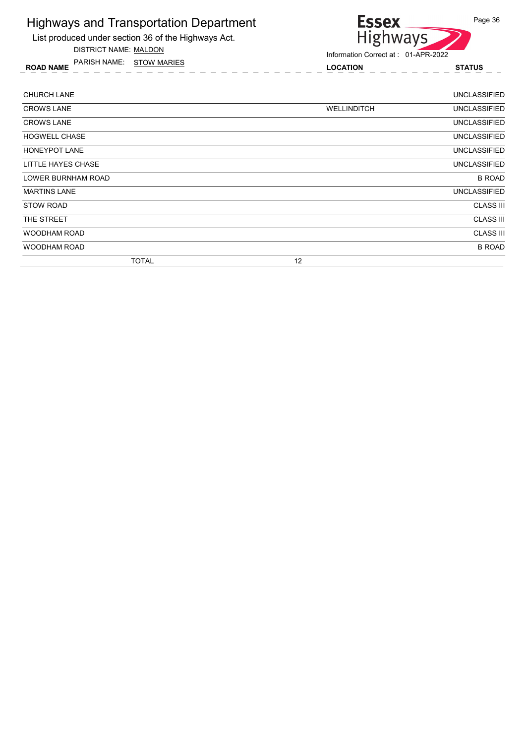# Highways and Transportation Department

List produced under section 36 of the Highways Act.

DISTRICT NAME: MALDON

PARISH NAME: STOW MARIES

Essex Highways

Information Correct at : 01-APR-2022

| ROAD NAME | LOCATION | STATUS |
|---|---|---|
| CHURCH LANE | | UNCLASSIFIED |
| CROWS LANE | WELLINDITCH | UNCLASSIFIED |
| CROWS LANE | | UNCLASSIFIED |
| HOGWELL CHASE | | UNCLASSIFIED |
| HONEYPOT LANE | | UNCLASSIFIED |
| LITTLE HAYES CHASE | | UNCLASSIFIED |
| LOWER BURNHAM ROAD | | B ROAD |
| MARTINS LANE | | UNCLASSIFIED |
| STOW ROAD | | CLASS III |
| THE STREET | | CLASS III |
| WOODHAM ROAD | | CLASS III |
| WOODHAM ROAD | | B ROAD |
| TOTAL | 12 | |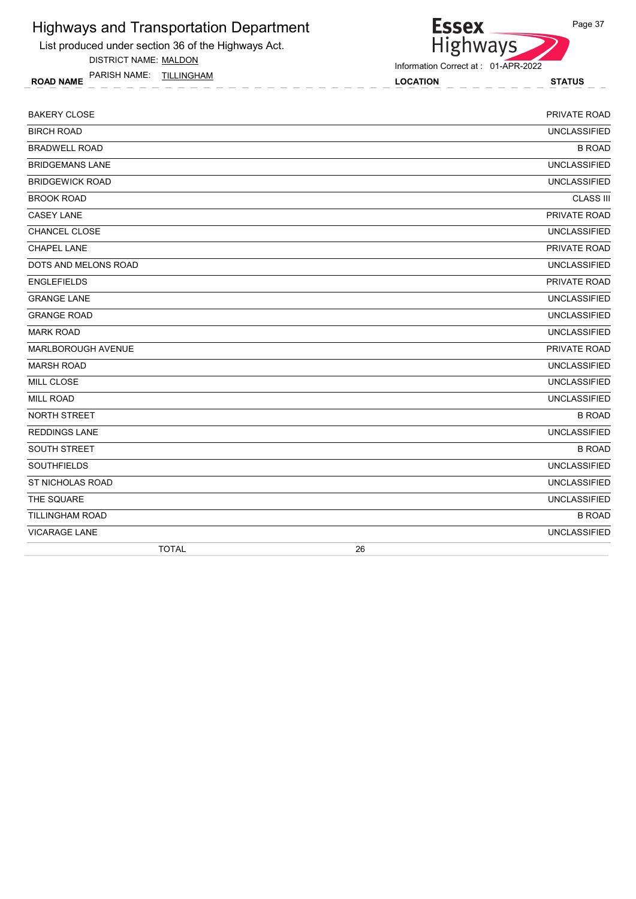# Highways and Transportation Department

List produced under section 36 of the Highways Act.

DISTRICT NAME: MALDON

PARISH NAME: TILLINGHAM

Information Correct at : 01-APR-2022

| ROAD NAME | LOCATION | STATUS |
|---|---|---|
| BAKERY CLOSE | | PRIVATE ROAD |
| BIRCH ROAD | | UNCLASSIFIED |
| BRADWELL ROAD | | B ROAD |
| BRIDGEMANS LANE | | UNCLASSIFIED |
| BRIDGEWICK ROAD | | UNCLASSIFIED |
| BROOK ROAD | | CLASS III |
| CASEY LANE | | PRIVATE ROAD |
| CHANCEL CLOSE | | UNCLASSIFIED |
| CHAPEL LANE | | PRIVATE ROAD |
| DOTS AND MELONS ROAD | | UNCLASSIFIED |
| ENGLEFIELDS | | PRIVATE ROAD |
| GRANGE LANE | | UNCLASSIFIED |
| GRANGE ROAD | | UNCLASSIFIED |
| MARK ROAD | | UNCLASSIFIED |
| MARLBOROUGH AVENUE | | PRIVATE ROAD |
| MARSH ROAD | | UNCLASSIFIED |
| MILL CLOSE | | UNCLASSIFIED |
| MILL ROAD | | UNCLASSIFIED |
| NORTH STREET | | B ROAD |
| REDDINGS LANE | | UNCLASSIFIED |
| SOUTH STREET | | B ROAD |
| SOUTHFIELDS | | UNCLASSIFIED |
| ST NICHOLAS ROAD | | UNCLASSIFIED |
| THE SQUARE | | UNCLASSIFIED |
| TILLINGHAM ROAD | | B ROAD |
| VICARAGE LANE | | UNCLASSIFIED |
| TOTAL | 26 | |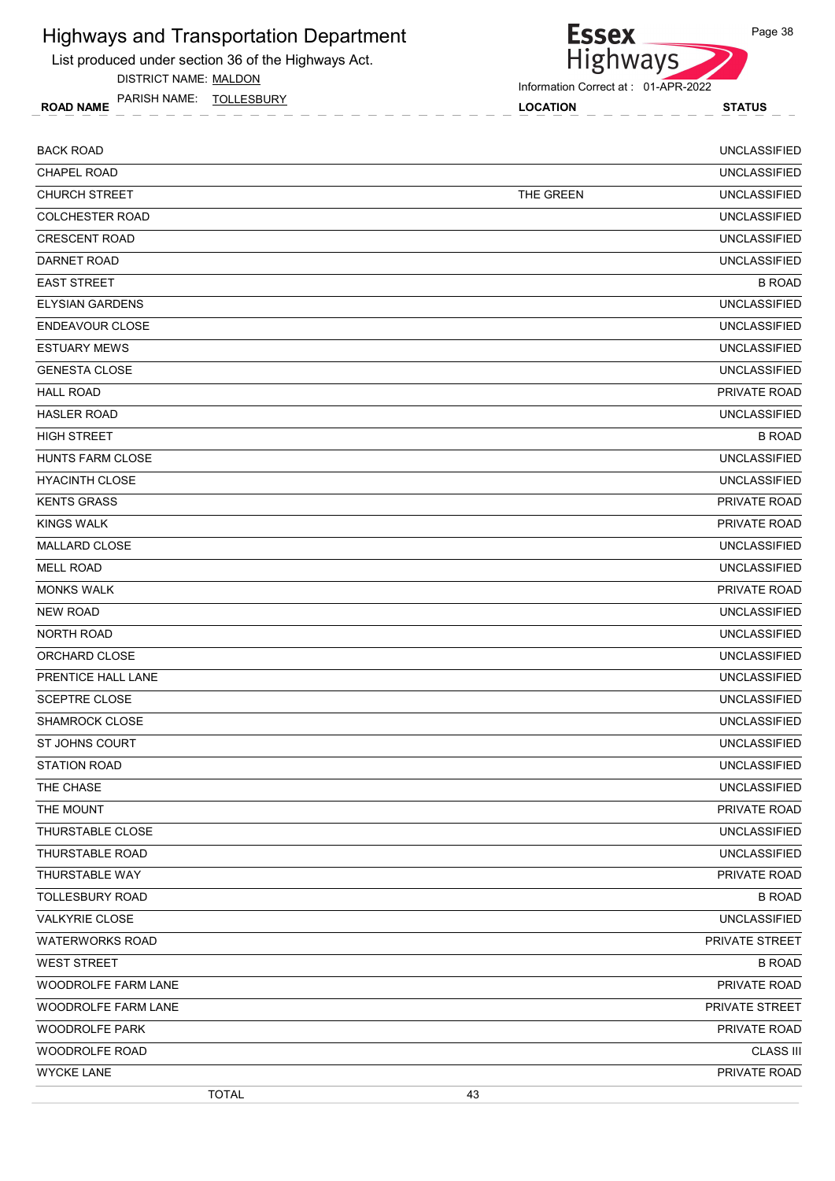# Highways and Transportation Department

List produced under section 36 of the Highways Act.

DISTRICT NAME: MALDON

PARISH NAME: TOLLESBURY

Information Correct at : 01-APR-2022

| ROAD NAME | LOCATION | STATUS |
|---|---|---|
| BACK ROAD | | UNCLASSIFIED |
| CHAPEL ROAD | | UNCLASSIFIED |
| CHURCH STREET | THE GREEN | UNCLASSIFIED |
| COLCHESTER ROAD | | UNCLASSIFIED |
| CRESCENT ROAD | | UNCLASSIFIED |
| DARNET ROAD | | UNCLASSIFIED |
| EAST STREET | | B ROAD |
| ELYSIAN GARDENS | | UNCLASSIFIED |
| ENDEAVOUR CLOSE | | UNCLASSIFIED |
| ESTUARY MEWS | | UNCLASSIFIED |
| GENESTA CLOSE | | UNCLASSIFIED |
| HALL ROAD | | PRIVATE ROAD |
| HASLER ROAD | | UNCLASSIFIED |
| HIGH STREET | | B ROAD |
| HUNTS FARM CLOSE | | UNCLASSIFIED |
| HYACINTH CLOSE | | UNCLASSIFIED |
| KENTS GRASS | | PRIVATE ROAD |
| KINGS WALK | | PRIVATE ROAD |
| MALLARD CLOSE | | UNCLASSIFIED |
| MELL ROAD | | UNCLASSIFIED |
| MONKS WALK | | PRIVATE ROAD |
| NEW ROAD | | UNCLASSIFIED |
| NORTH ROAD | | UNCLASSIFIED |
| ORCHARD CLOSE | | UNCLASSIFIED |
| PRENTICE HALL LANE | | UNCLASSIFIED |
| SCEPTRE CLOSE | | UNCLASSIFIED |
| SHAMROCK CLOSE | | UNCLASSIFIED |
| ST JOHNS COURT | | UNCLASSIFIED |
| STATION ROAD | | UNCLASSIFIED |
| THE CHASE | | UNCLASSIFIED |
| THE MOUNT | | PRIVATE ROAD |
| THURSTABLE CLOSE | | UNCLASSIFIED |
| THURSTABLE ROAD | | UNCLASSIFIED |
| THURSTABLE WAY | | PRIVATE ROAD |
| TOLLESBURY ROAD | | B ROAD |
| VALKYRIE CLOSE | | UNCLASSIFIED |
| WATERWORKS ROAD | | PRIVATE STREET |
| WEST STREET | | B ROAD |
| WOODROLFE FARM LANE | | PRIVATE ROAD |
| WOODROLFE FARM LANE | | PRIVATE STREET |
| WOODROLFE PARK | | PRIVATE ROAD |
| WOODROLFE ROAD | | CLASS III |
| WYCKE LANE | | PRIVATE ROAD |
| TOTAL | 43 | |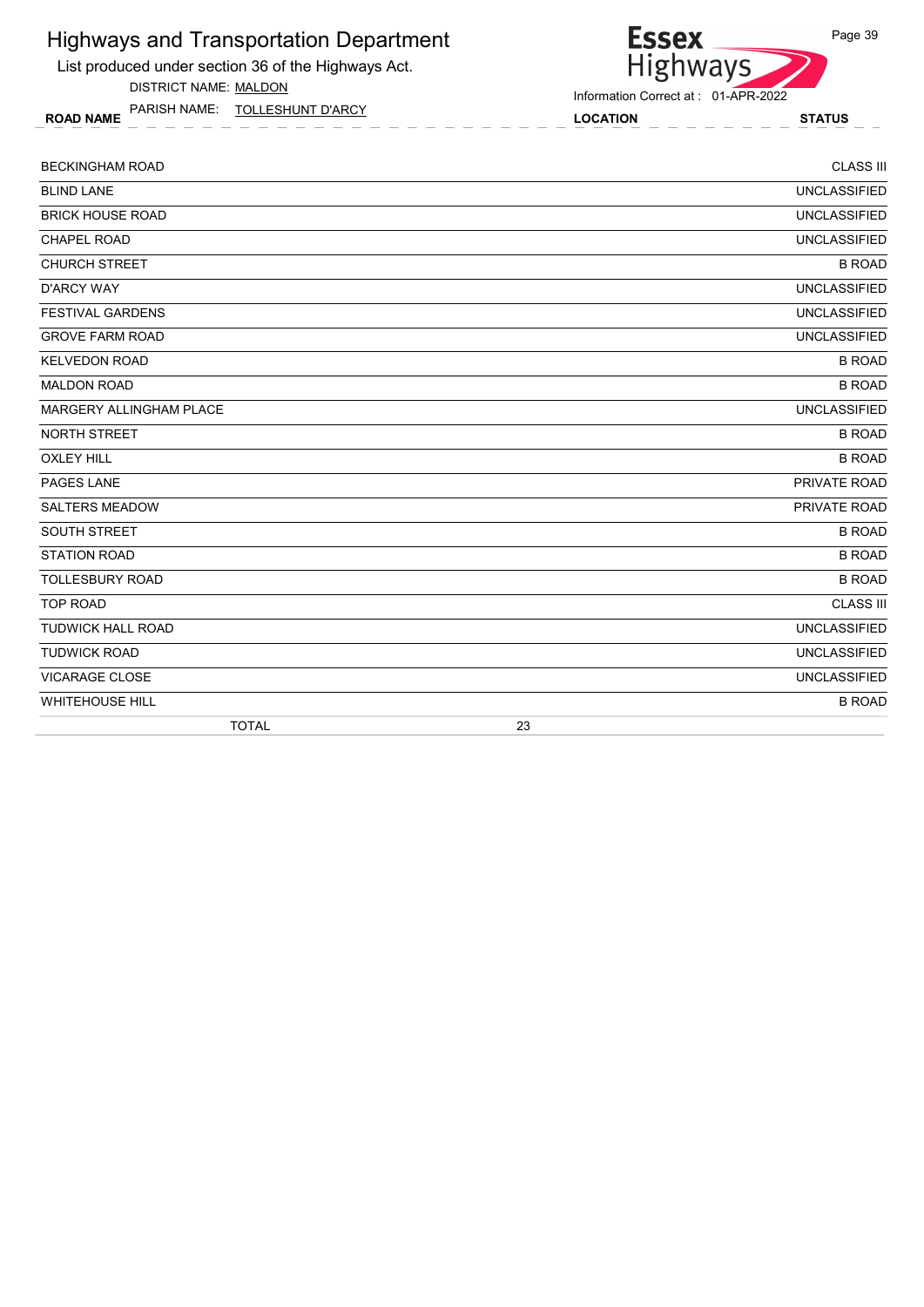# Highways and Transportation Department

List produced under section 36 of the Highways Act.

DISTRICT NAME: MALDON

PARISH NAME: TOLLESHUNT D'ARCY

Information Correct at : 01-APR-2022

| ROAD NAME | LOCATION | STATUS |
|---|---|---|
| BECKINGHAM ROAD | | CLASS III |
| BLIND LANE | | UNCLASSIFIED |
| BRICK HOUSE ROAD | | UNCLASSIFIED |
| CHAPEL ROAD | | UNCLASSIFIED |
| CHURCH STREET | | B ROAD |
| D'ARCY WAY | | UNCLASSIFIED |
| FESTIVAL GARDENS | | UNCLASSIFIED |
| GROVE FARM ROAD | | UNCLASSIFIED |
| KELVEDON ROAD | | B ROAD |
| MALDON ROAD | | B ROAD |
| MARGERY ALLINGHAM PLACE | | UNCLASSIFIED |
| NORTH STREET | | B ROAD |
| OXLEY HILL | | B ROAD |
| PAGES LANE | | PRIVATE ROAD |
| SALTERS MEADOW | | PRIVATE ROAD |
| SOUTH STREET | | B ROAD |
| STATION ROAD | | B ROAD |
| TOLLESBURY ROAD | | B ROAD |
| TOP ROAD | | CLASS III |
| TUDWICK HALL ROAD | | UNCLASSIFIED |
| TUDWICK ROAD | | UNCLASSIFIED |
| VICARAGE CLOSE | | UNCLASSIFIED |
| WHITEHOUSE HILL | | B ROAD |
| TOTAL | 23 | |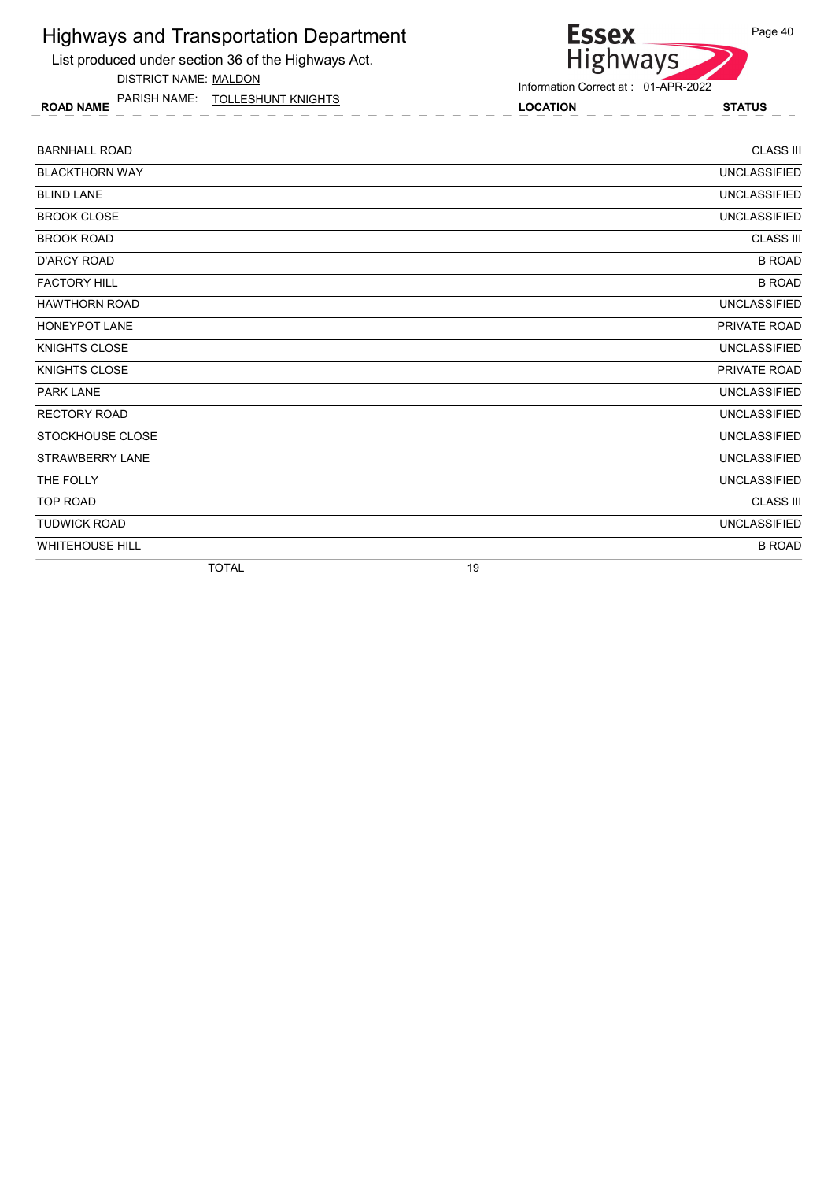# Highways and Transportation Department

List produced under section 36 of the Highways Act.

DISTRICT NAME: MALDON

PARISH NAME: TOLLESHUNT KNIGHTS

Information Correct at : 01-APR-2022

| ROAD NAME | LOCATION | STATUS |
|---|---|---|
| BARNHALL ROAD | | CLASS III |
| BLACKTHORN WAY | | UNCLASSIFIED |
| BLIND LANE | | UNCLASSIFIED |
| BROOK CLOSE | | UNCLASSIFIED |
| BROOK ROAD | | CLASS III |
| D'ARCY ROAD | | B ROAD |
| FACTORY HILL | | B ROAD |
| HAWTHORN ROAD | | UNCLASSIFIED |
| HONEYPOT LANE | | PRIVATE ROAD |
| KNIGHTS CLOSE | | UNCLASSIFIED |
| KNIGHTS CLOSE | | PRIVATE ROAD |
| PARK LANE | | UNCLASSIFIED |
| RECTORY ROAD | | UNCLASSIFIED |
| STOCKHOUSE CLOSE | | UNCLASSIFIED |
| STRAWBERRY LANE | | UNCLASSIFIED |
| THE FOLLY | | UNCLASSIFIED |
| TOP ROAD | | CLASS III |
| TUDWICK ROAD | | UNCLASSIFIED |
| WHITEHOUSE HILL | | B ROAD |
| TOTAL | 19 | |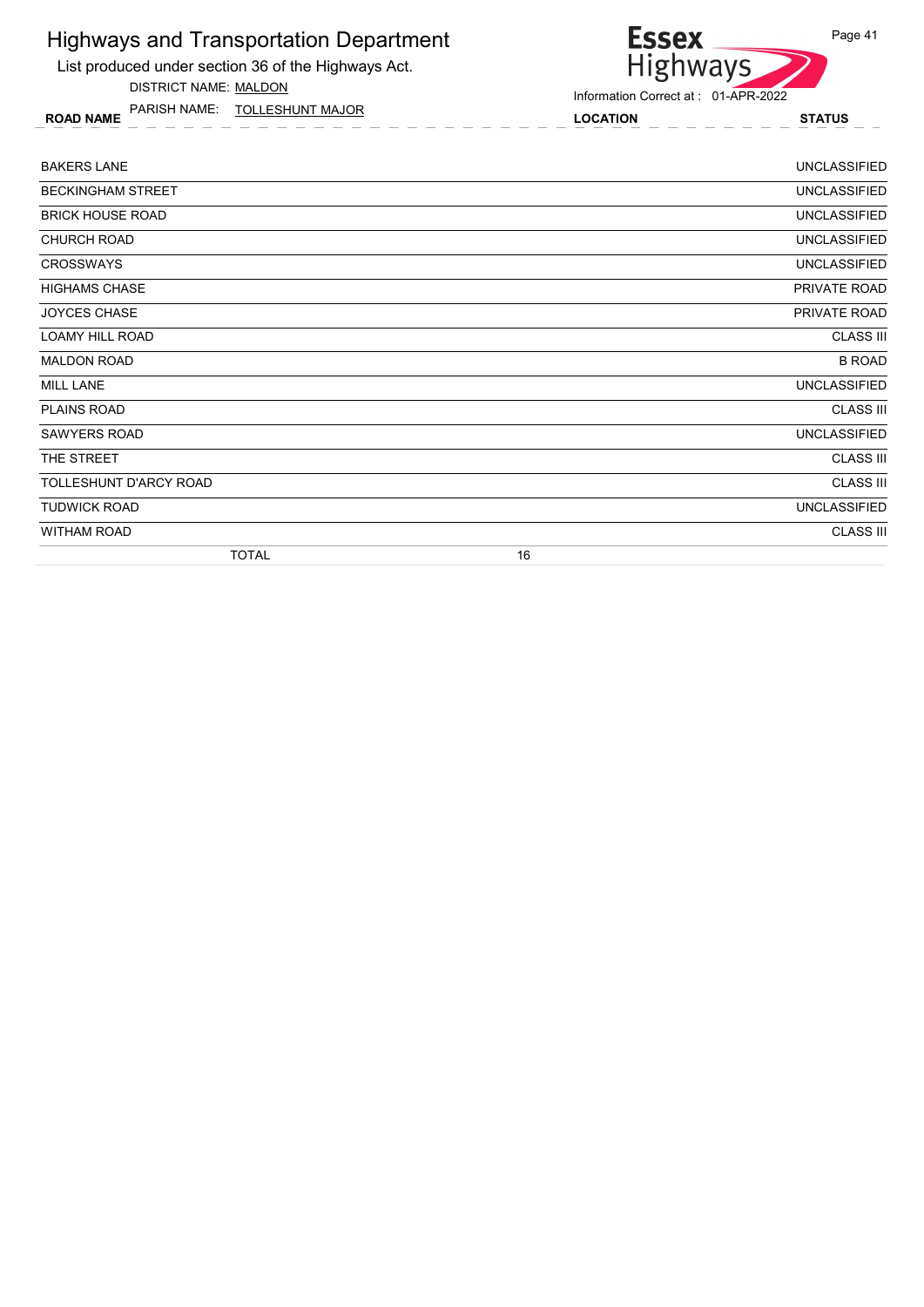# Highways and Transportation Department

List produced under section 36 of the Highways Act.

DISTRICT NAME: MALDON

PARISH NAME: TOLLESHUNT MAJOR

Information Correct at : 01-APR-2022

| ROAD NAME | LOCATION | STATUS |
|---|---|---|
| BAKERS LANE | | UNCLASSIFIED |
| BECKINGHAM STREET | | UNCLASSIFIED |
| BRICK HOUSE ROAD | | UNCLASSIFIED |
| CHURCH ROAD | | UNCLASSIFIED |
| CROSSWAYS | | UNCLASSIFIED |
| HIGHAMS CHASE | | PRIVATE ROAD |
| JOYCES CHASE | | PRIVATE ROAD |
| LOAMY HILL ROAD | | CLASS III |
| MALDON ROAD | | B ROAD |
| MILL LANE | | UNCLASSIFIED |
| PLAINS ROAD | | CLASS III |
| SAWYERS ROAD | | UNCLASSIFIED |
| THE STREET | | CLASS III |
| TOLLESHUNT D'ARCY ROAD | | CLASS III |
| TUDWICK ROAD | | UNCLASSIFIED |
| WITHAM ROAD | | CLASS III |
| TOTAL | 16 | |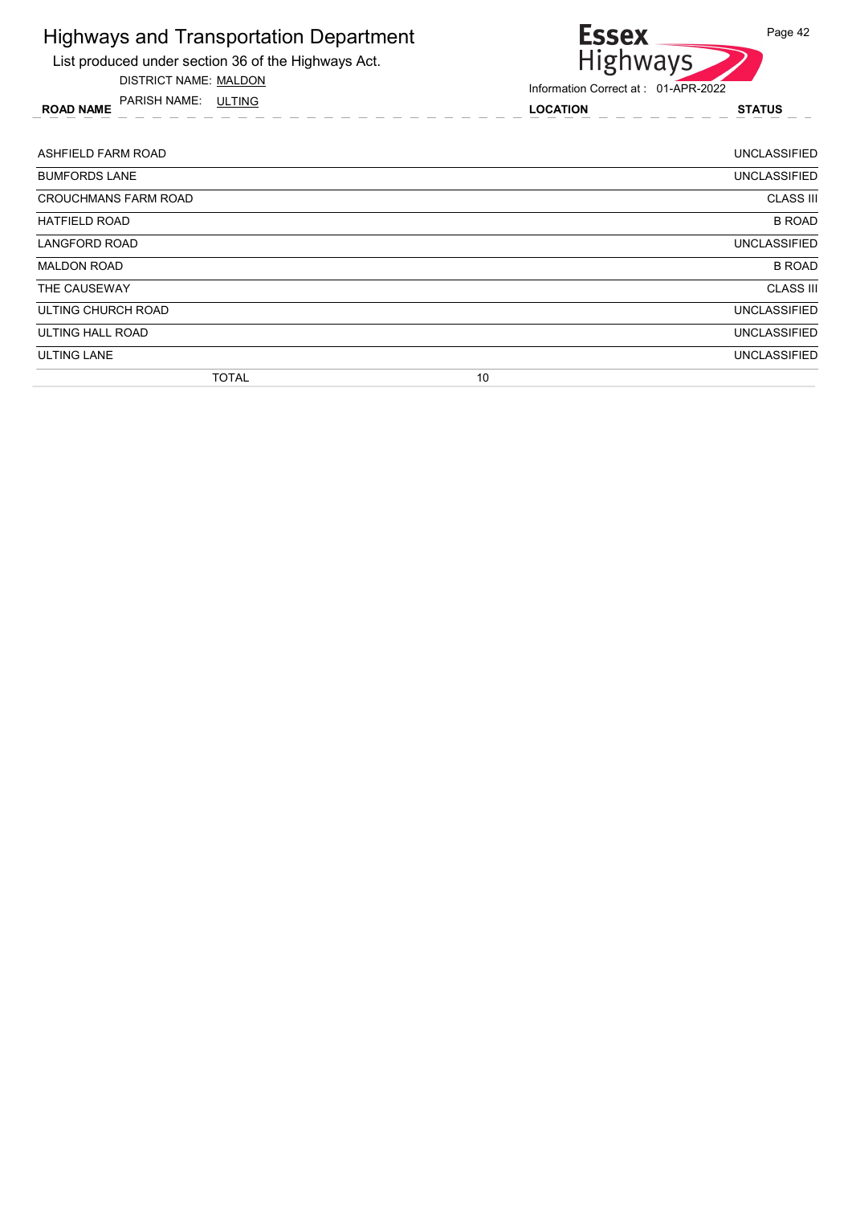# Highways and Transportation Department

List produced under section 36 of the Highways Act.

DISTRICT NAME: MALDON

PARISH NAME: ULTING

Essex Highways

Information Correct at : 01-APR-2022

| ROAD NAME | LOCATION | STATUS |
|---|---|---|
| ASHFIELD FARM ROAD | | UNCLASSIFIED |
| BUMFORDS LANE | | UNCLASSIFIED |
| CROUCHMANS FARM ROAD | | CLASS III |
| HATFIELD ROAD | | B ROAD |
| LANGFORD ROAD | | UNCLASSIFIED |
| MALDON ROAD | | B ROAD |
| THE CAUSEWAY | | CLASS III |
| ULTING CHURCH ROAD | | UNCLASSIFIED |
| ULTING HALL ROAD | | UNCLASSIFIED |
| ULTING LANE | | UNCLASSIFIED |
| TOTAL | 10 | |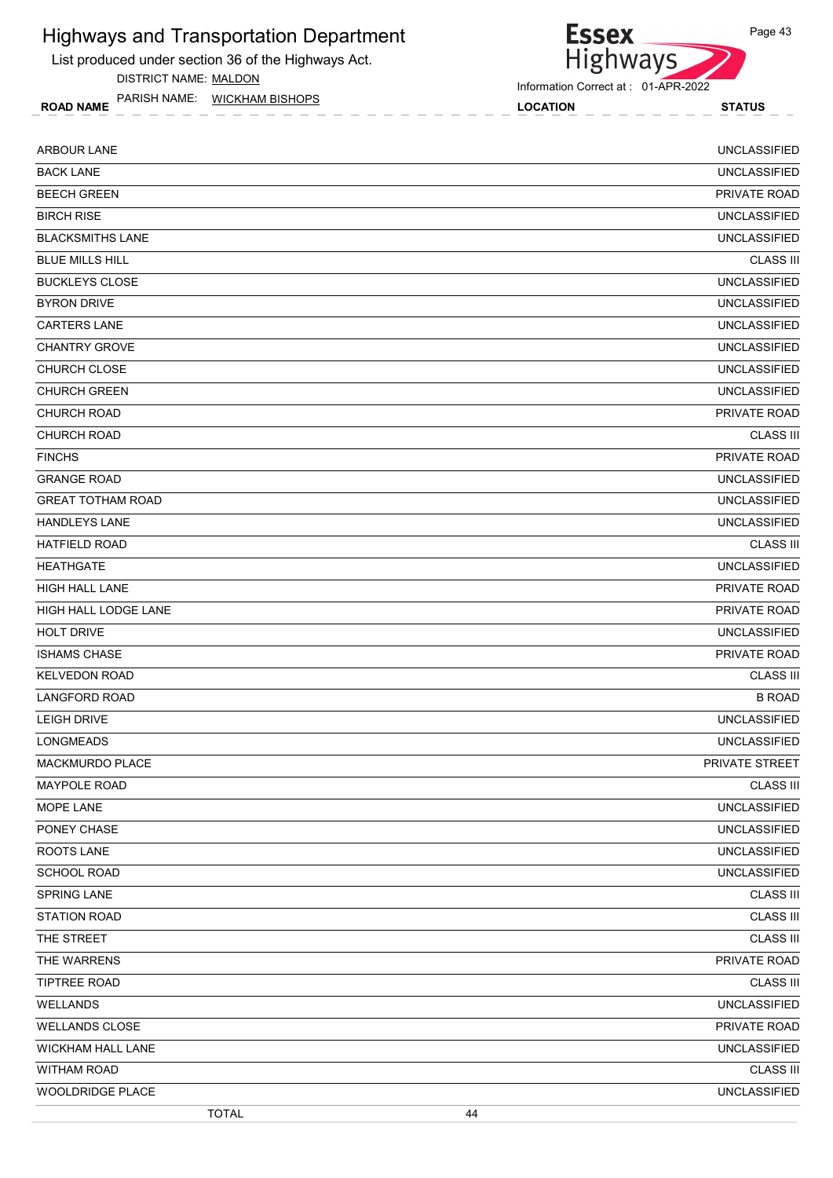# Highways and Transportation Department

List produced under section 36 of the Highways Act.

DISTRICT NAME: MALDON

PARISH NAME: WICKHAM BISHOPS

Information Correct at : 01-APR-2022

| ROAD NAME | LOCATION | STATUS |
|---|---|---|
| ARBOUR LANE | | UNCLASSIFIED |
| BACK LANE | | UNCLASSIFIED |
| BEECH GREEN | | PRIVATE ROAD |
| BIRCH RISE | | UNCLASSIFIED |
| BLACKSMITHS LANE | | UNCLASSIFIED |
| BLUE MILLS HILL | | CLASS III |
| BUCKLEYS CLOSE | | UNCLASSIFIED |
| BYRON DRIVE | | UNCLASSIFIED |
| CARTERS LANE | | UNCLASSIFIED |
| CHANTRY GROVE | | UNCLASSIFIED |
| CHURCH CLOSE | | UNCLASSIFIED |
| CHURCH GREEN | | UNCLASSIFIED |
| CHURCH ROAD | | PRIVATE ROAD |
| CHURCH ROAD | | CLASS III |
| FINCHS | | PRIVATE ROAD |
| GRANGE ROAD | | UNCLASSIFIED |
| GREAT TOTHAM ROAD | | UNCLASSIFIED |
| HANDLEYS LANE | | UNCLASSIFIED |
| HATFIELD ROAD | | CLASS III |
| HEATHGATE | | UNCLASSIFIED |
| HIGH HALL LANE | | PRIVATE ROAD |
| HIGH HALL LODGE LANE | | PRIVATE ROAD |
| HOLT DRIVE | | UNCLASSIFIED |
| ISHAMS CHASE | | PRIVATE ROAD |
| KELVEDON ROAD | | CLASS III |
| LANGFORD ROAD | | B ROAD |
| LEIGH DRIVE | | UNCLASSIFIED |
| LONGMEADS | | UNCLASSIFIED |
| MACKMURDO PLACE | | PRIVATE STREET |
| MAYPOLE ROAD | | CLASS III |
| MOPE LANE | | UNCLASSIFIED |
| PONEY CHASE | | UNCLASSIFIED |
| ROOTS LANE | | UNCLASSIFIED |
| SCHOOL ROAD | | UNCLASSIFIED |
| SPRING LANE | | CLASS III |
| STATION ROAD | | CLASS III |
| THE STREET | | CLASS III |
| THE WARRENS | | PRIVATE ROAD |
| TIPTREE ROAD | | CLASS III |
| WELLANDS | | UNCLASSIFIED |
| WELLANDS CLOSE | | PRIVATE ROAD |
| WICKHAM HALL LANE | | UNCLASSIFIED |
| WITHAM ROAD | | CLASS III |
| WOOLDRIDGE PLACE | | UNCLASSIFIED |
| TOTAL | 44 | |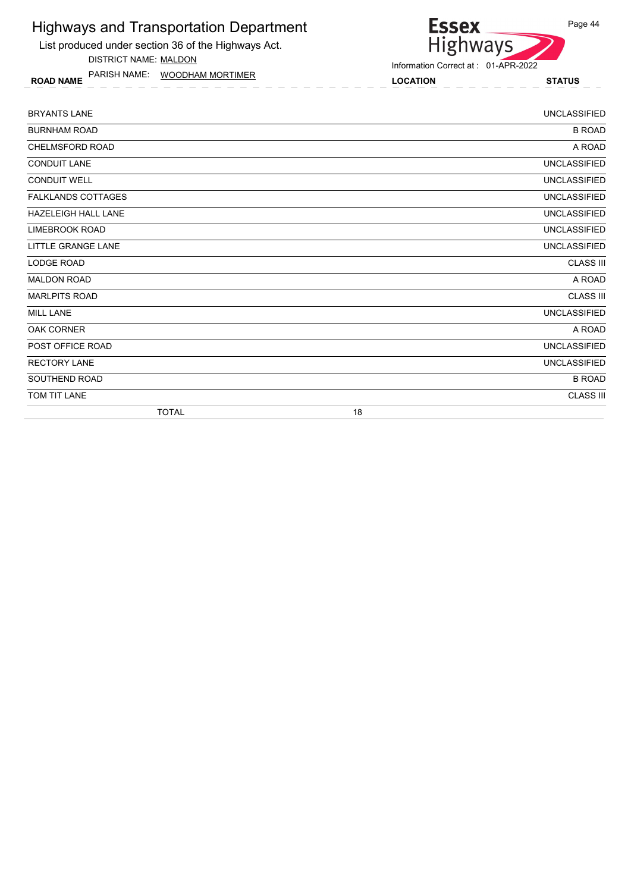# Highways and Transportation Department

List produced under section 36 of the Highways Act.

DISTRICT NAME: MALDON

PARISH NAME: WOODHAM MORTIMER

Information Correct at : 01-APR-2022

| ROAD NAME | LOCATION | STATUS |
|---|---|---|
| BRYANTS LANE | | UNCLASSIFIED |
| BURNHAM ROAD | | B ROAD |
| CHELMSFORD ROAD | | A ROAD |
| CONDUIT LANE | | UNCLASSIFIED |
| CONDUIT WELL | | UNCLASSIFIED |
| FALKLANDS COTTAGES | | UNCLASSIFIED |
| HAZELEIGH HALL LANE | | UNCLASSIFIED |
| LIMEBROOK ROAD | | UNCLASSIFIED |
| LITTLE GRANGE LANE | | UNCLASSIFIED |
| LODGE ROAD | | CLASS III |
| MALDON ROAD | | A ROAD |
| MARLPITS ROAD | | CLASS III |
| MILL LANE | | UNCLASSIFIED |
| OAK CORNER | | A ROAD |
| POST OFFICE ROAD | | UNCLASSIFIED |
| RECTORY LANE | | UNCLASSIFIED |
| SOUTHEND ROAD | | B ROAD |
| TOM TIT LANE | | CLASS III |
| TOTAL | 18 | |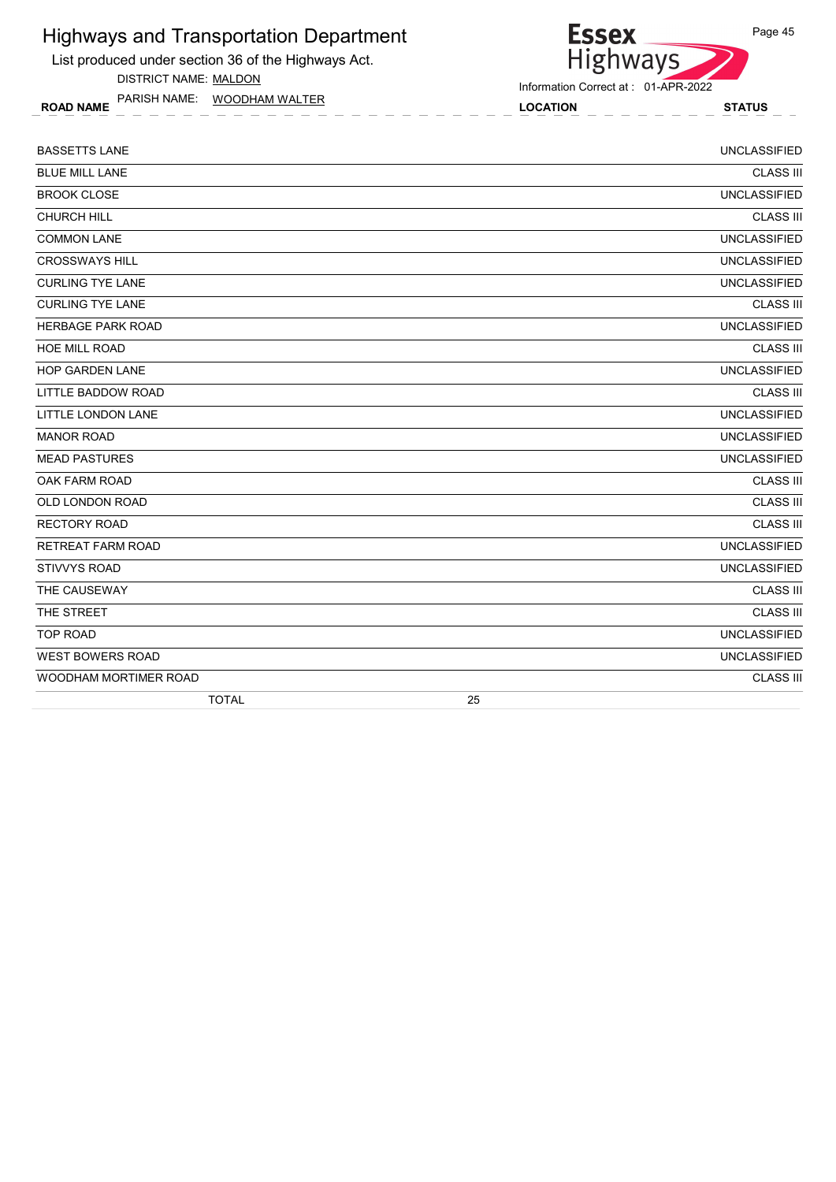# Highways and Transportation Department

List produced under section 36 of the Highways Act.

DISTRICT NAME: MALDON

PARISH NAME: WOODHAM WALTER

Information Correct at : 01-APR-2022

| ROAD NAME | LOCATION | STATUS |
|---|---|---|
| BASSETTS LANE | | UNCLASSIFIED |
| BLUE MILL LANE | | CLASS III |
| BROOK CLOSE | | UNCLASSIFIED |
| CHURCH HILL | | CLASS III |
| COMMON LANE | | UNCLASSIFIED |
| CROSSWAYS HILL | | UNCLASSIFIED |
| CURLING TYE LANE | | UNCLASSIFIED |
| CURLING TYE LANE | | CLASS III |
| HERBAGE PARK ROAD | | UNCLASSIFIED |
| HOE MILL ROAD | | CLASS III |
| HOP GARDEN LANE | | UNCLASSIFIED |
| LITTLE BADDOW ROAD | | CLASS III |
| LITTLE LONDON LANE | | UNCLASSIFIED |
| MANOR ROAD | | UNCLASSIFIED |
| MEAD PASTURES | | UNCLASSIFIED |
| OAK FARM ROAD | | CLASS III |
| OLD LONDON ROAD | | CLASS III |
| RECTORY ROAD | | CLASS III |
| RETREAT FARM ROAD | | UNCLASSIFIED |
| STIVVYS ROAD | | UNCLASSIFIED |
| THE CAUSEWAY | | CLASS III |
| THE STREET | | CLASS III |
| TOP ROAD | | UNCLASSIFIED |
| WEST BOWERS ROAD | | UNCLASSIFIED |
| WOODHAM MORTIMER ROAD | | CLASS III |
| TOTAL | 25 | |